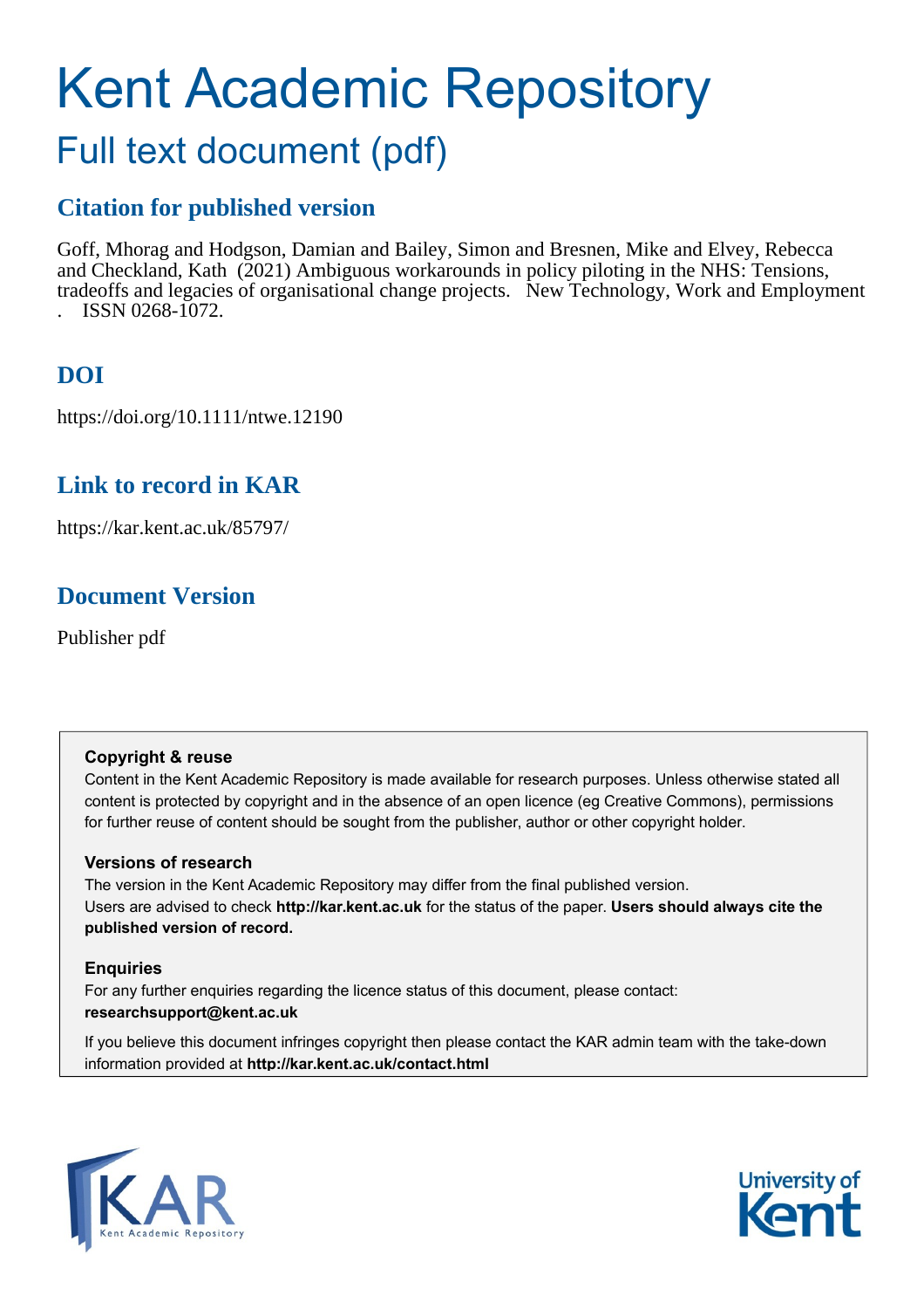# Kent Academic Repository

## Full text document (pdf)

### Citation for published version

Goff, Mhorag and Hodgson, Damian and Bailey, Simon and Bresnen, Mike and Elvey, Rebecca and Checkland, Kath (2021) Ambiguous workarounds in policy piloting in the NHS: Tensions, tradeoffs and legacies of organisational change projects. New Technology, Work and Employment . ISSN 0268-1072.

### DOI

https://doi.org/10.1111/ntwe.12190

### Link to record in KAR

https://kar.kent.ac.uk/85797/

### Document Version

Publisher pdf

**Copyright & reuse**

Content in the Kent Academic Repository is made available for research purposes. Unless otherwise stated all content is protected by copyright and in the absence of an open licence (eg Creative Commons), permissions for further reuse of content should be sought from the publisher, author or other copyright holder.

**Versions of research**

The version in the Kent Academic Repository may differ from the final published version. Users are advised to check **http://kar.kent.ac.uk** for the status of the paper. **Users should always cite the published version of record.**

**Enquiries**

For any further enquiries regarding the licence status of this document, please contact: **researchsupport@kent.ac.uk**

If you believe this document infringes copyright then please contact the KAR admin team with the take-down information provided at **http://kar.kent.ac.uk/contact.html**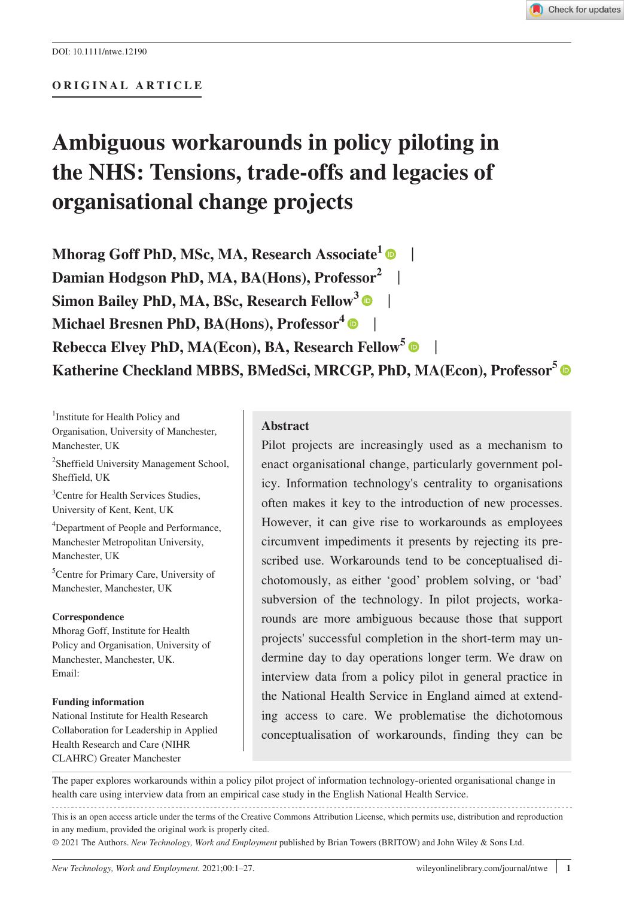DOI: 10.1111/ntwe.12190

ORIGINAL ARTICLE

# Ambiguous workarounds in policy piloting in the NHS: Tensions, trade-offs and legacies of organisational change projects

**Mhorag Goff PhD, MSc, MA, Research Associate**[1] | **Damian Hodgson PhD, MA, BA(Hons), Professor**[2] | **Simon Bailey PhD, MA, BSc, Research Fellow**[3] | **Michael Bresnen PhD, BA(Hons), Professor**[4] | **Rebecca Elvey PhD, MA(Econ), BA, Research Fellow**[5] | **Katherine Checkland MBBS, BMedSci, MRCGP, PhD, MA(Econ), Professor**[5]

[1]Institute for Health Policy and Organisation, University of Manchester, Manchester, UK

[2]Sheffield University Management School, Sheffield, UK

[3]Centre for Health Services Studies, University of Kent, Kent, UK

[4]Department of People and Performance, Manchester Metropolitan University, Manchester, UK

[5]Centre for Primary Care, University of Manchester, Manchester, UK

**Correspondence**
Mhorag Goff, Institute for Health Policy and Organisation, University of Manchester, Manchester, UK.
Email:

**Funding information**
National Institute for Health Research Collaboration for Leadership in Applied Health Research and Care (NIHR CLAHRC) Greater Manchester

## Abstract

Pilot projects are increasingly used as a mechanism to enact organisational change, particularly government policy. Information technology's centrality to organisations often makes it key to the introduction of new processes. However, it can give rise to workarounds as employees circumvent impediments it presents by rejecting its prescribed use. Workarounds tend to be conceptualised dichotomously, as either 'good' problem solving, or 'bad' subversion of the technology. In pilot projects, workarounds are more ambiguous because those that support projects' successful completion in the short-term may undermine day to day operations longer term. We draw on interview data from a policy pilot in general practice in the National Health Service in England aimed at extending access to care. We problematise the dichotomous conceptualisation of workarounds, finding they can be

The paper explores workarounds within a policy pilot project of information technology-oriented organisational change in health care using interview data from an empirical case study in the English National Health Service.

This is an open access article under the terms of the Creative Commons Attribution License, which permits use, distribution and reproduction in any medium, provided the original work is properly cited.

© 2021 The Authors. *New Technology, Work and Employment* published by Brian Towers (BRITOW) and John Wiley & Sons Ltd.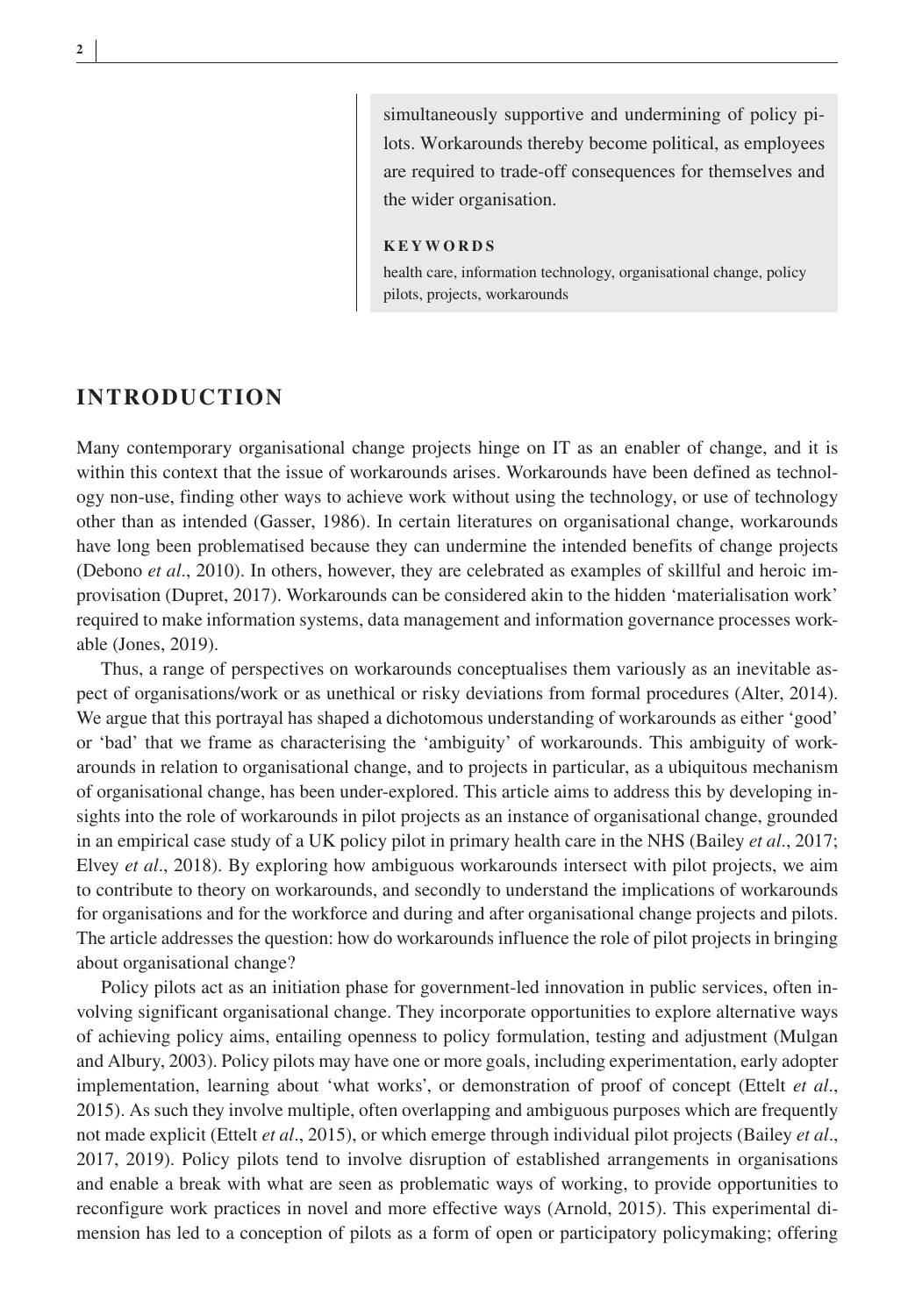simultaneously supportive and undermining of policy pilots. Workarounds thereby become political, as employees are required to trade-off consequences for themselves and the wider organisation.

**KEYWORDS**

health care, information technology, organisational change, policy pilots, projects, workarounds

## INTRODUCTION

Many contemporary organisational change projects hinge on IT as an enabler of change, and it is within this context that the issue of workarounds arises. Workarounds have been defined as technology non-use, finding other ways to achieve work without using the technology, or use of technology other than as intended (Gasser, 1986). In certain literatures on organisational change, workarounds have long been problematised because they can undermine the intended benefits of change projects (Debono *et al*., 2010). In others, however, they are celebrated as examples of skillful and heroic improvisation (Dupret, 2017). Workarounds can be considered akin to the hidden 'materialisation work' required to make information systems, data management and information governance processes workable (Jones, 2019).

Thus, a range of perspectives on workarounds conceptualises them variously as an inevitable aspect of organisations/work or as unethical or risky deviations from formal procedures (Alter, 2014). We argue that this portrayal has shaped a dichotomous understanding of workarounds as either 'good' or 'bad' that we frame as characterising the 'ambiguity' of workarounds. This ambiguity of workarounds in relation to organisational change, and to projects in particular, as a ubiquitous mechanism of organisational change, has been under-explored. This article aims to address this by developing insights into the role of workarounds in pilot projects as an instance of organisational change, grounded in an empirical case study of a UK policy pilot in primary health care in the NHS (Bailey *et al*., 2017; Elvey *et al*., 2018). By exploring how ambiguous workarounds intersect with pilot projects, we aim to contribute to theory on workarounds, and secondly to understand the implications of workarounds for organisations and for the workforce and during and after organisational change projects and pilots. The article addresses the question: how do workarounds influence the role of pilot projects in bringing about organisational change?

Policy pilots act as an initiation phase for government-led innovation in public services, often involving significant organisational change. They incorporate opportunities to explore alternative ways of achieving policy aims, entailing openness to policy formulation, testing and adjustment (Mulgan and Albury, 2003). Policy pilots may have one or more goals, including experimentation, early adopter implementation, learning about 'what works', or demonstration of proof of concept (Ettelt *et al*., 2015). As such they involve multiple, often overlapping and ambiguous purposes which are frequently not made explicit (Ettelt *et al*., 2015), or which emerge through individual pilot projects (Bailey *et al*., 2017, 2019). Policy pilots tend to involve disruption of established arrangements in organisations and enable a break with what are seen as problematic ways of working, to provide opportunities to reconfigure work practices in novel and more effective ways (Arnold, 2015). This experimental dimension has led to a conception of pilots as a form of open or participatory policymaking; offering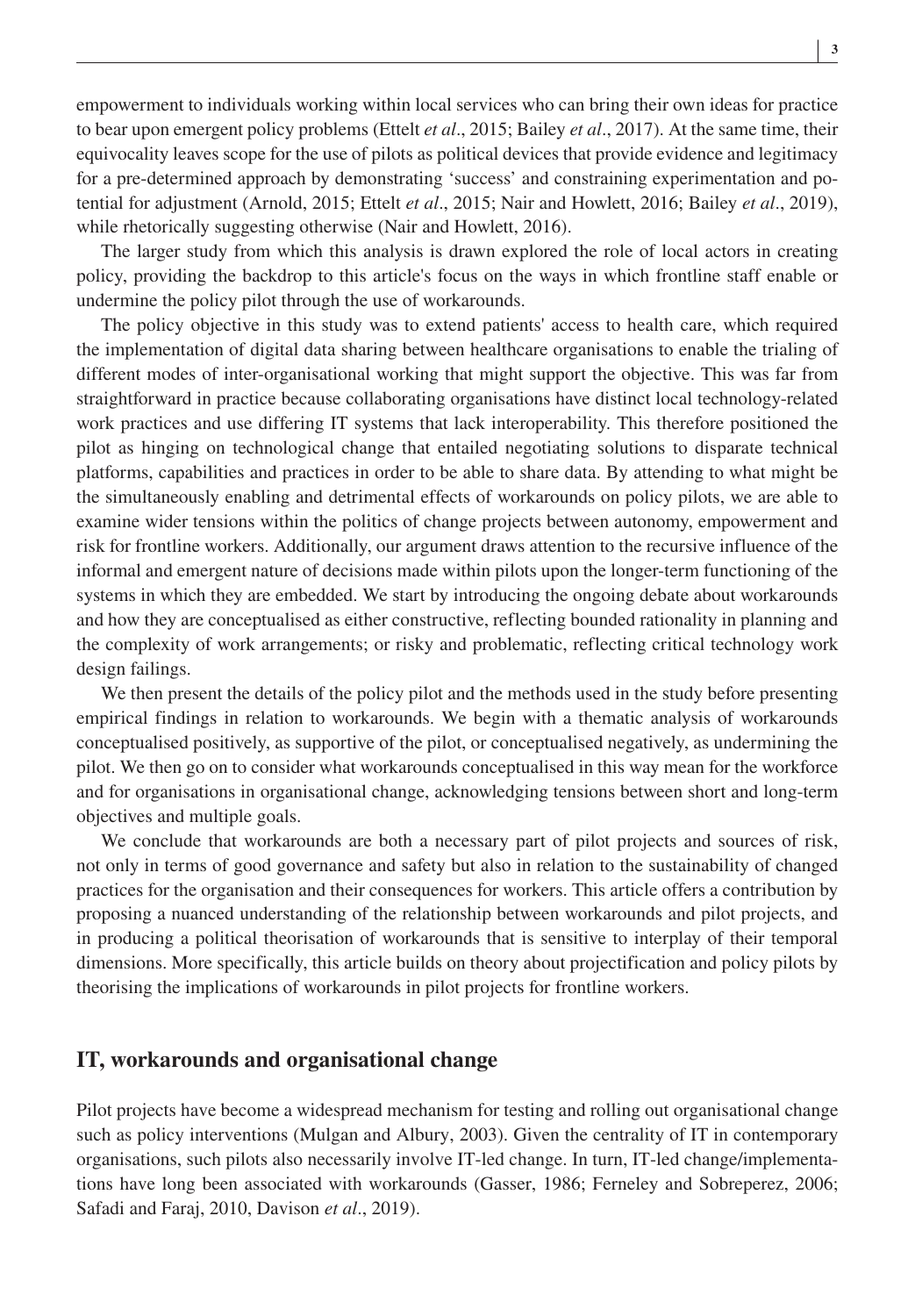empowerment to individuals working within local services who can bring their own ideas for practice to bear upon emergent policy problems (Ettelt *et al*., 2015; Bailey *et al*., 2017). At the same time, their equivocality leaves scope for the use of pilots as political devices that provide evidence and legitimacy for a pre-determined approach by demonstrating 'success' and constraining experimentation and potential for adjustment (Arnold, 2015; Ettelt *et al*., 2015; Nair and Howlett, 2016; Bailey *et al*., 2019), while rhetorically suggesting otherwise (Nair and Howlett, 2016).

The larger study from which this analysis is drawn explored the role of local actors in creating policy, providing the backdrop to this article's focus on the ways in which frontline staff enable or undermine the policy pilot through the use of workarounds.

The policy objective in this study was to extend patients' access to health care, which required the implementation of digital data sharing between healthcare organisations to enable the trialing of different modes of inter-organisational working that might support the objective. This was far from straightforward in practice because collaborating organisations have distinct local technology-related work practices and use differing IT systems that lack interoperability. This therefore positioned the pilot as hinging on technological change that entailed negotiating solutions to disparate technical platforms, capabilities and practices in order to be able to share data. By attending to what might be the simultaneously enabling and detrimental effects of workarounds on policy pilots, we are able to examine wider tensions within the politics of change projects between autonomy, empowerment and risk for frontline workers. Additionally, our argument draws attention to the recursive influence of the informal and emergent nature of decisions made within pilots upon the longer-term functioning of the systems in which they are embedded. We start by introducing the ongoing debate about workarounds and how they are conceptualised as either constructive, reflecting bounded rationality in planning and the complexity of work arrangements; or risky and problematic, reflecting critical technology work design failings.

We then present the details of the policy pilot and the methods used in the study before presenting empirical findings in relation to workarounds. We begin with a thematic analysis of workarounds conceptualised positively, as supportive of the pilot, or conceptualised negatively, as undermining the pilot. We then go on to consider what workarounds conceptualised in this way mean for the workforce and for organisations in organisational change, acknowledging tensions between short and long-term objectives and multiple goals.

We conclude that workarounds are both a necessary part of pilot projects and sources of risk, not only in terms of good governance and safety but also in relation to the sustainability of changed practices for the organisation and their consequences for workers. This article offers a contribution by proposing a nuanced understanding of the relationship between workarounds and pilot projects, and in producing a political theorisation of workarounds that is sensitive to interplay of their temporal dimensions. More specifically, this article builds on theory about projectification and policy pilots by theorising the implications of workarounds in pilot projects for frontline workers.

## IT, workarounds and organisational change

Pilot projects have become a widespread mechanism for testing and rolling out organisational change such as policy interventions (Mulgan and Albury, 2003). Given the centrality of IT in contemporary organisations, such pilots also necessarily involve IT-led change. In turn, IT-led change/implementations have long been associated with workarounds (Gasser, 1986; Ferneley and Sobreperez, 2006; Safadi and Faraj, 2010, Davison *et al*., 2019).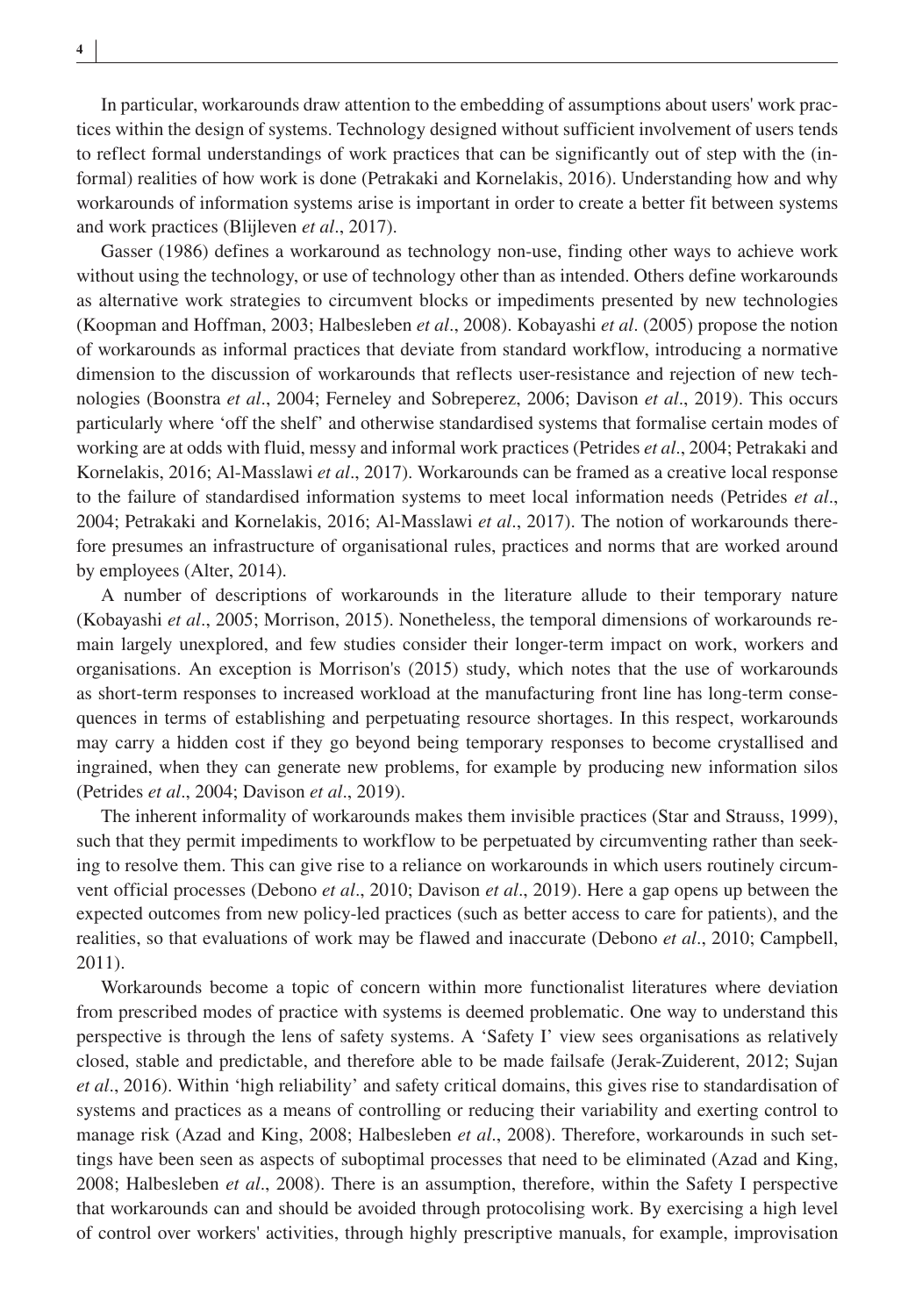In particular, workarounds draw attention to the embedding of assumptions about users' work practices within the design of systems. Technology designed without sufficient involvement of users tends to reflect formal understandings of work practices that can be significantly out of step with the (informal) realities of how work is done (Petrakaki and Kornelakis, 2016). Understanding how and why workarounds of information systems arise is important in order to create a better fit between systems and work practices (Blijleven *et al*., 2017).

Gasser (1986) defines a workaround as technology non-use, finding other ways to achieve work without using the technology, or use of technology other than as intended. Others define workarounds as alternative work strategies to circumvent blocks or impediments presented by new technologies (Koopman and Hoffman, 2003; Halbesleben *et al*., 2008). Kobayashi *et al*. (2005) propose the notion of workarounds as informal practices that deviate from standard workflow, introducing a normative dimension to the discussion of workarounds that reflects user-resistance and rejection of new technologies (Boonstra *et al*., 2004; Ferneley and Sobreperez, 2006; Davison *et al*., 2019). This occurs particularly where 'off the shelf' and otherwise standardised systems that formalise certain modes of working are at odds with fluid, messy and informal work practices (Petrides *et al*., 2004; Petrakaki and Kornelakis, 2016; Al-Masslawi *et al*., 2017). Workarounds can be framed as a creative local response to the failure of standardised information systems to meet local information needs (Petrides *et al*., 2004; Petrakaki and Kornelakis, 2016; Al-Masslawi *et al*., 2017). The notion of workarounds therefore presumes an infrastructure of organisational rules, practices and norms that are worked around by employees (Alter, 2014).

A number of descriptions of workarounds in the literature allude to their temporary nature (Kobayashi *et al*., 2005; Morrison, 2015). Nonetheless, the temporal dimensions of workarounds remain largely unexplored, and few studies consider their longer-term impact on work, workers and organisations. An exception is Morrison's (2015) study, which notes that the use of workarounds as short-term responses to increased workload at the manufacturing front line has long-term consequences in terms of establishing and perpetuating resource shortages. In this respect, workarounds may carry a hidden cost if they go beyond being temporary responses to become crystallised and ingrained, when they can generate new problems, for example by producing new information silos (Petrides *et al*., 2004; Davison *et al*., 2019).

The inherent informality of workarounds makes them invisible practices (Star and Strauss, 1999), such that they permit impediments to workflow to be perpetuated by circumventing rather than seeking to resolve them. This can give rise to a reliance on workarounds in which users routinely circumvent official processes (Debono *et al*., 2010; Davison *et al*., 2019). Here a gap opens up between the expected outcomes from new policy-led practices (such as better access to care for patients), and the realities, so that evaluations of work may be flawed and inaccurate (Debono *et al*., 2010; Campbell, 2011).

Workarounds become a topic of concern within more functionalist literatures where deviation from prescribed modes of practice with systems is deemed problematic. One way to understand this perspective is through the lens of safety systems. A 'Safety I' view sees organisations as relatively closed, stable and predictable, and therefore able to be made failsafe (Jerak-Zuiderent, 2012; Sujan *et al*., 2016). Within 'high reliability' and safety critical domains, this gives rise to standardisation of systems and practices as a means of controlling or reducing their variability and exerting control to manage risk (Azad and King, 2008; Halbesleben *et al*., 2008). Therefore, workarounds in such settings have been seen as aspects of suboptimal processes that need to be eliminated (Azad and King, 2008; Halbesleben *et al*., 2008). There is an assumption, therefore, within the Safety I perspective that workarounds can and should be avoided through protocolising work. By exercising a high level of control over workers' activities, through highly prescriptive manuals, for example, improvisation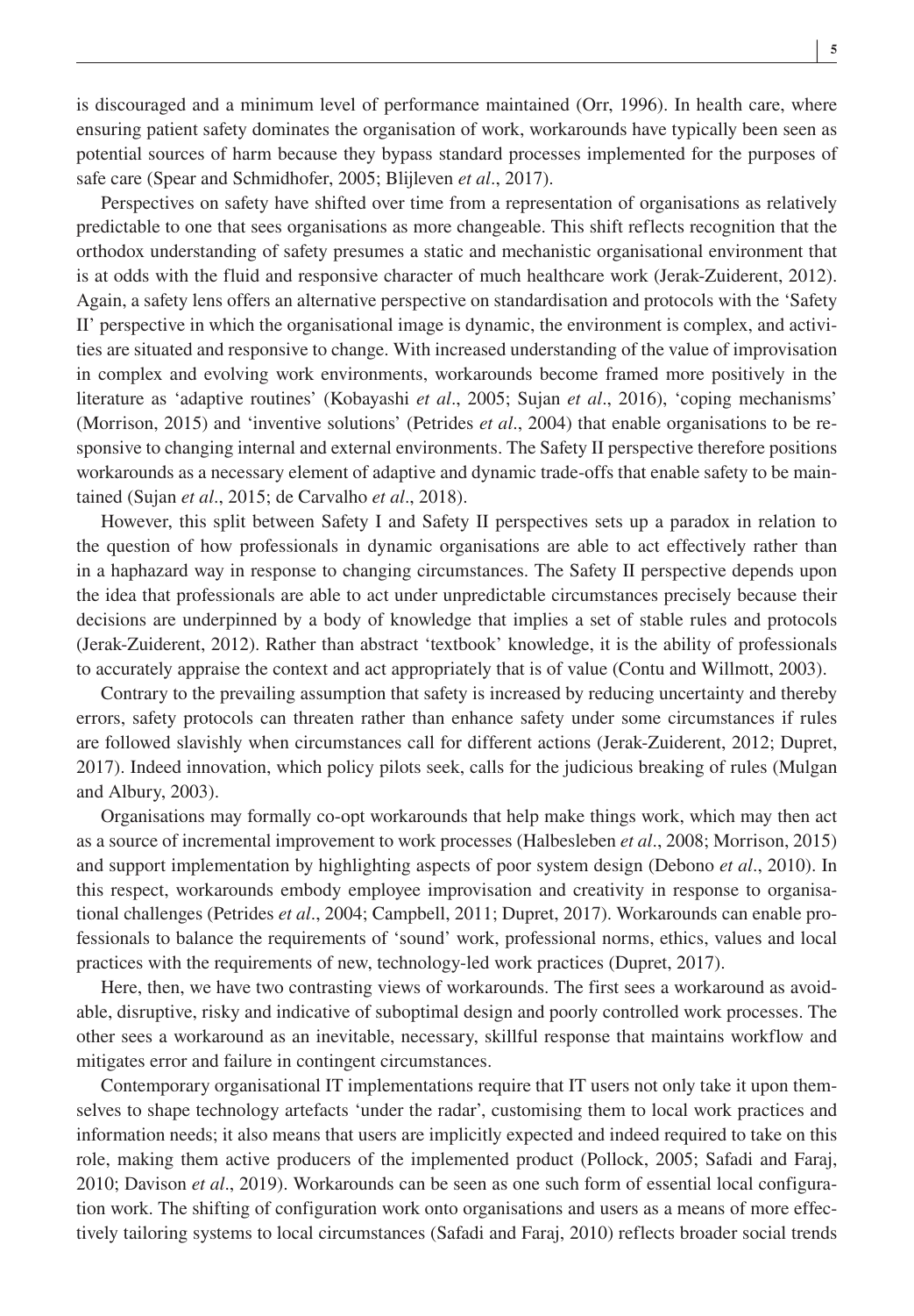is discouraged and a minimum level of performance maintained (Orr, 1996). In health care, where ensuring patient safety dominates the organisation of work, workarounds have typically been seen as potential sources of harm because they bypass standard processes implemented for the purposes of safe care (Spear and Schmidhofer, 2005; Blijleven *et al*., 2017).

Perspectives on safety have shifted over time from a representation of organisations as relatively predictable to one that sees organisations as more changeable. This shift reflects recognition that the orthodox understanding of safety presumes a static and mechanistic organisational environment that is at odds with the fluid and responsive character of much healthcare work (Jerak-Zuiderent, 2012). Again, a safety lens offers an alternative perspective on standardisation and protocols with the 'Safety II' perspective in which the organisational image is dynamic, the environment is complex, and activities are situated and responsive to change. With increased understanding of the value of improvisation in complex and evolving work environments, workarounds become framed more positively in the literature as 'adaptive routines' (Kobayashi *et al*., 2005; Sujan *et al*., 2016), 'coping mechanisms' (Morrison, 2015) and 'inventive solutions' (Petrides *et al*., 2004) that enable organisations to be responsive to changing internal and external environments. The Safety II perspective therefore positions workarounds as a necessary element of adaptive and dynamic trade-offs that enable safety to be maintained (Sujan *et al*., 2015; de Carvalho *et al*., 2018).

However, this split between Safety I and Safety II perspectives sets up a paradox in relation to the question of how professionals in dynamic organisations are able to act effectively rather than in a haphazard way in response to changing circumstances. The Safety II perspective depends upon the idea that professionals are able to act under unpredictable circumstances precisely because their decisions are underpinned by a body of knowledge that implies a set of stable rules and protocols (Jerak-Zuiderent, 2012). Rather than abstract 'textbook' knowledge, it is the ability of professionals to accurately appraise the context and act appropriately that is of value (Contu and Willmott, 2003).

Contrary to the prevailing assumption that safety is increased by reducing uncertainty and thereby errors, safety protocols can threaten rather than enhance safety under some circumstances if rules are followed slavishly when circumstances call for different actions (Jerak-Zuiderent, 2012; Dupret, 2017). Indeed innovation, which policy pilots seek, calls for the judicious breaking of rules (Mulgan and Albury, 2003).

Organisations may formally co-opt workarounds that help make things work, which may then act as a source of incremental improvement to work processes (Halbesleben *et al*., 2008; Morrison, 2015) and support implementation by highlighting aspects of poor system design (Debono *et al*., 2010). In this respect, workarounds embody employee improvisation and creativity in response to organisational challenges (Petrides *et al*., 2004; Campbell, 2011; Dupret, 2017). Workarounds can enable professionals to balance the requirements of 'sound' work, professional norms, ethics, values and local practices with the requirements of new, technology-led work practices (Dupret, 2017).

Here, then, we have two contrasting views of workarounds. The first sees a workaround as avoidable, disruptive, risky and indicative of suboptimal design and poorly controlled work processes. The other sees a workaround as an inevitable, necessary, skillful response that maintains workflow and mitigates error and failure in contingent circumstances.

Contemporary organisational IT implementations require that IT users not only take it upon themselves to shape technology artefacts 'under the radar', customising them to local work practices and information needs; it also means that users are implicitly expected and indeed required to take on this role, making them active producers of the implemented product (Pollock, 2005; Safadi and Faraj, 2010; Davison *et al*., 2019). Workarounds can be seen as one such form of essential local configuration work. The shifting of configuration work onto organisations and users as a means of more effectively tailoring systems to local circumstances (Safadi and Faraj, 2010) reflects broader social trends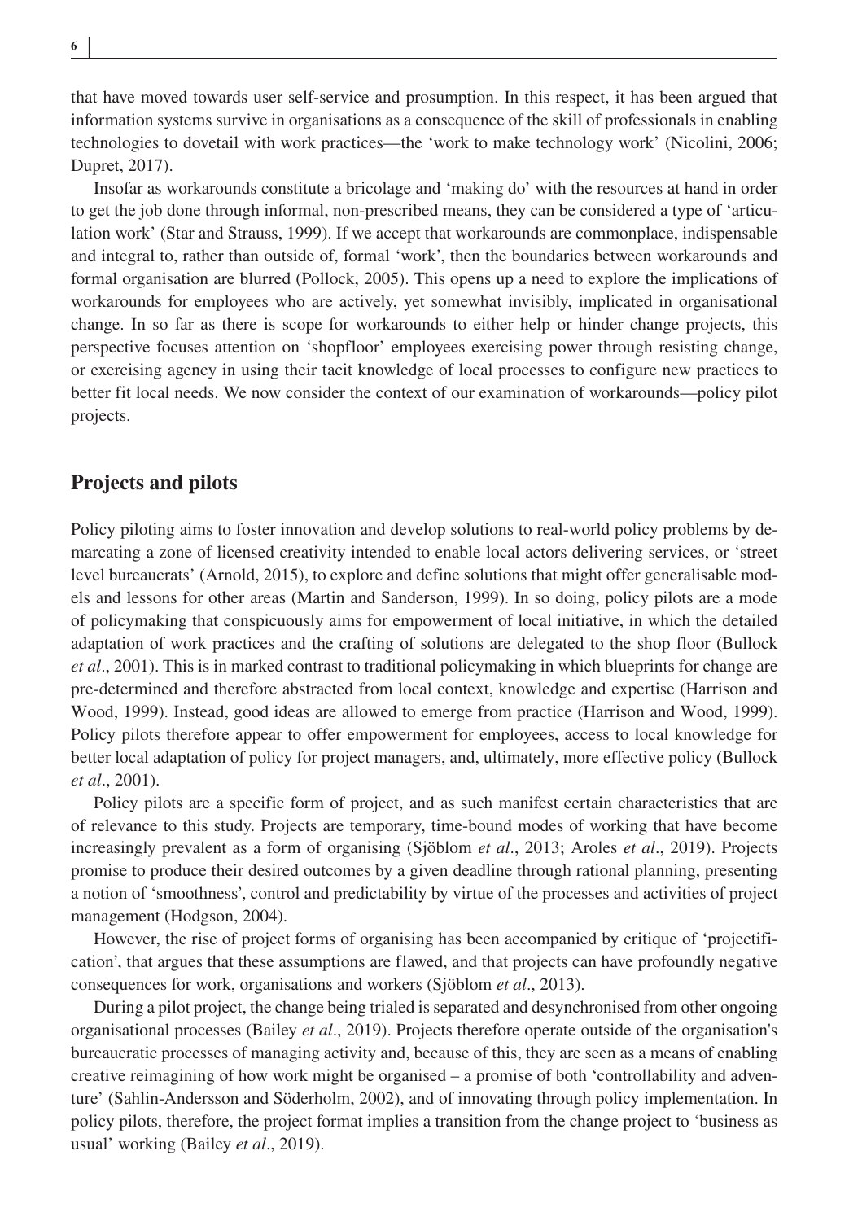that have moved towards user self-service and prosumption. In this respect, it has been argued that information systems survive in organisations as a consequence of the skill of professionals in enabling technologies to dovetail with work practices—the 'work to make technology work' (Nicolini, 2006; Dupret, 2017).

Insofar as workarounds constitute a bricolage and 'making do' with the resources at hand in order to get the job done through informal, non-prescribed means, they can be considered a type of 'articulation work' (Star and Strauss, 1999). If we accept that workarounds are commonplace, indispensable and integral to, rather than outside of, formal 'work', then the boundaries between workarounds and formal organisation are blurred (Pollock, 2005). This opens up a need to explore the implications of workarounds for employees who are actively, yet somewhat invisibly, implicated in organisational change. In so far as there is scope for workarounds to either help or hinder change projects, this perspective focuses attention on 'shopfloor' employees exercising power through resisting change, or exercising agency in using their tacit knowledge of local processes to configure new practices to better fit local needs. We now consider the context of our examination of workarounds—policy pilot projects.

## Projects and pilots

Policy piloting aims to foster innovation and develop solutions to real-world policy problems by demarcating a zone of licensed creativity intended to enable local actors delivering services, or 'street level bureaucrats' (Arnold, 2015), to explore and define solutions that might offer generalisable models and lessons for other areas (Martin and Sanderson, 1999). In so doing, policy pilots are a mode of policymaking that conspicuously aims for empowerment of local initiative, in which the detailed adaptation of work practices and the crafting of solutions are delegated to the shop floor (Bullock *et al*., 2001). This is in marked contrast to traditional policymaking in which blueprints for change are pre-determined and therefore abstracted from local context, knowledge and expertise (Harrison and Wood, 1999). Instead, good ideas are allowed to emerge from practice (Harrison and Wood, 1999). Policy pilots therefore appear to offer empowerment for employees, access to local knowledge for better local adaptation of policy for project managers, and, ultimately, more effective policy (Bullock *et al*., 2001).

Policy pilots are a specific form of project, and as such manifest certain characteristics that are of relevance to this study. Projects are temporary, time-bound modes of working that have become increasingly prevalent as a form of organising (Sjöblom *et al*., 2013; Aroles *et al*., 2019). Projects promise to produce their desired outcomes by a given deadline through rational planning, presenting a notion of 'smoothness', control and predictability by virtue of the processes and activities of project management (Hodgson, 2004).

However, the rise of project forms of organising has been accompanied by critique of 'projectification', that argues that these assumptions are flawed, and that projects can have profoundly negative consequences for work, organisations and workers (Sjöblom *et al*., 2013).

During a pilot project, the change being trialed is separated and desynchronised from other ongoing organisational processes (Bailey *et al*., 2019). Projects therefore operate outside of the organisation's bureaucratic processes of managing activity and, because of this, they are seen as a means of enabling creative reimagining of how work might be organised – a promise of both 'controllability and adventure' (Sahlin-Andersson and Söderholm, 2002), and of innovating through policy implementation. In policy pilots, therefore, the project format implies a transition from the change project to 'business as usual' working (Bailey *et al*., 2019).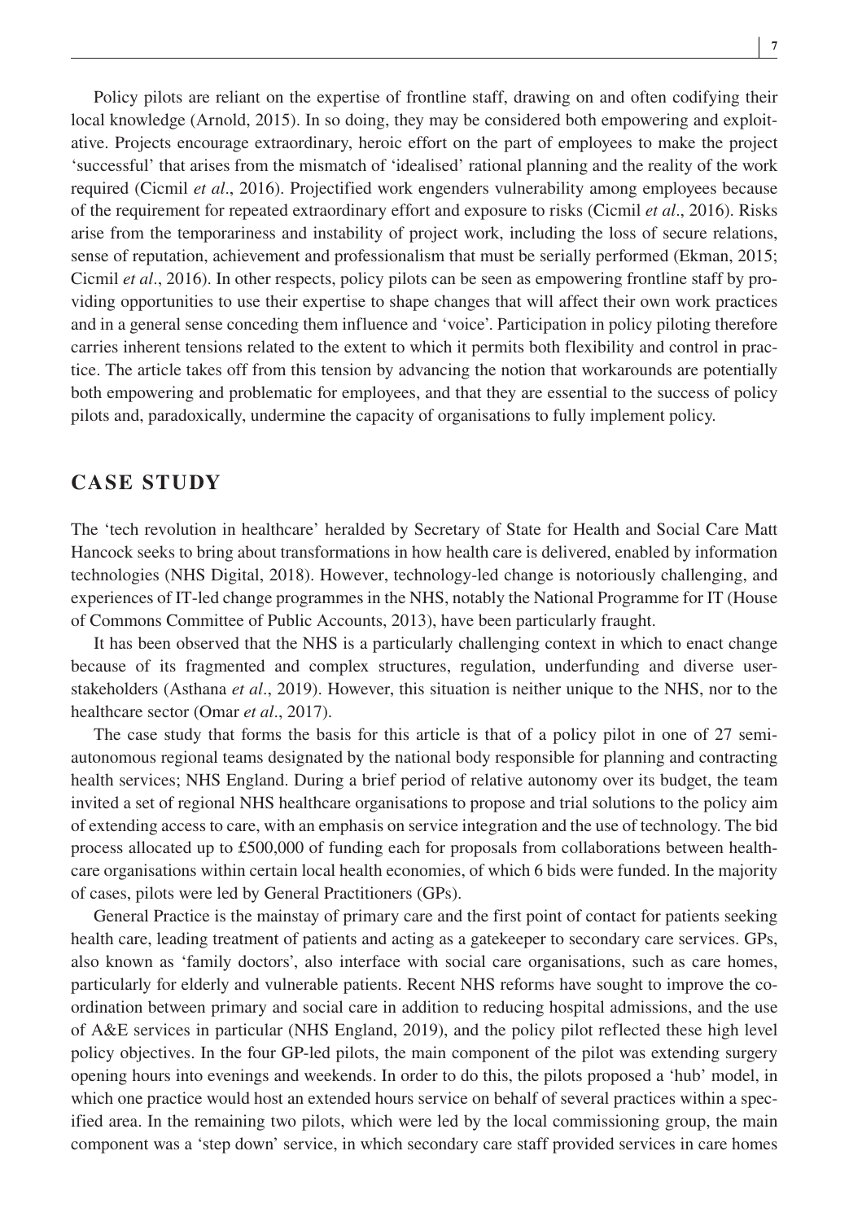Policy pilots are reliant on the expertise of frontline staff, drawing on and often codifying their local knowledge (Arnold, 2015). In so doing, they may be considered both empowering and exploitative. Projects encourage extraordinary, heroic effort on the part of employees to make the project 'successful' that arises from the mismatch of 'idealised' rational planning and the reality of the work required (Cicmil *et al*., 2016). Projectified work engenders vulnerability among employees because of the requirement for repeated extraordinary effort and exposure to risks (Cicmil *et al*., 2016). Risks arise from the temporariness and instability of project work, including the loss of secure relations, sense of reputation, achievement and professionalism that must be serially performed (Ekman, 2015; Cicmil *et al*., 2016). In other respects, policy pilots can be seen as empowering frontline staff by providing opportunities to use their expertise to shape changes that will affect their own work practices and in a general sense conceding them influence and 'voice'. Participation in policy piloting therefore carries inherent tensions related to the extent to which it permits both flexibility and control in practice. The article takes off from this tension by advancing the notion that workarounds are potentially both empowering and problematic for employees, and that they are essential to the success of policy pilots and, paradoxically, undermine the capacity of organisations to fully implement policy.

## CASE STUDY

The 'tech revolution in healthcare' heralded by Secretary of State for Health and Social Care Matt Hancock seeks to bring about transformations in how health care is delivered, enabled by information technologies (NHS Digital, 2018). However, technology-led change is notoriously challenging, and experiences of IT-led change programmes in the NHS, notably the National Programme for IT (House of Commons Committee of Public Accounts, 2013), have been particularly fraught.

It has been observed that the NHS is a particularly challenging context in which to enact change because of its fragmented and complex structures, regulation, underfunding and diverse user-stakeholders (Asthana *et al*., 2019). However, this situation is neither unique to the NHS, nor to the healthcare sector (Omar *et al*., 2017).

The case study that forms the basis for this article is that of a policy pilot in one of 27 semi-autonomous regional teams designated by the national body responsible for planning and contracting health services; NHS England. During a brief period of relative autonomy over its budget, the team invited a set of regional NHS healthcare organisations to propose and trial solutions to the policy aim of extending access to care, with an emphasis on service integration and the use of technology. The bid process allocated up to £500,000 of funding each for proposals from collaborations between healthcare organisations within certain local health economies, of which 6 bids were funded. In the majority of cases, pilots were led by General Practitioners (GPs).

General Practice is the mainstay of primary care and the first point of contact for patients seeking health care, leading treatment of patients and acting as a gatekeeper to secondary care services. GPs, also known as 'family doctors', also interface with social care organisations, such as care homes, particularly for elderly and vulnerable patients. Recent NHS reforms have sought to improve the co-ordination between primary and social care in addition to reducing hospital admissions, and the use of A&E services in particular (NHS England, 2019), and the policy pilot reflected these high level policy objectives. In the four GP-led pilots, the main component of the pilot was extending surgery opening hours into evenings and weekends. In order to do this, the pilots proposed a 'hub' model, in which one practice would host an extended hours service on behalf of several practices within a specified area. In the remaining two pilots, which were led by the local commissioning group, the main component was a 'step down' service, in which secondary care staff provided services in care homes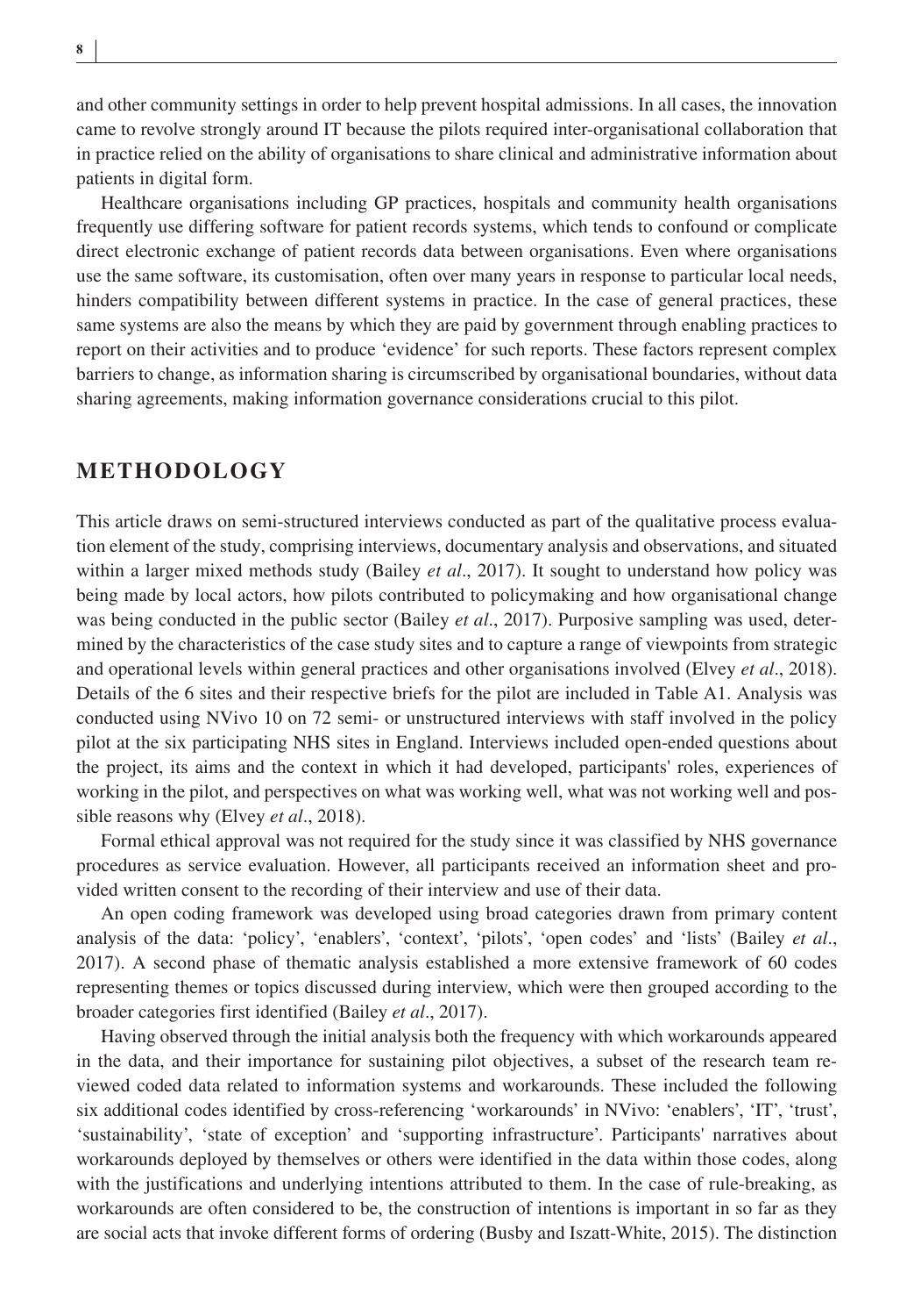and other community settings in order to help prevent hospital admissions. In all cases, the innovation came to revolve strongly around IT because the pilots required inter-organisational collaboration that in practice relied on the ability of organisations to share clinical and administrative information about patients in digital form.

Healthcare organisations including GP practices, hospitals and community health organisations frequently use differing software for patient records systems, which tends to confound or complicate direct electronic exchange of patient records data between organisations. Even where organisations use the same software, its customisation, often over many years in response to particular local needs, hinders compatibility between different systems in practice. In the case of general practices, these same systems are also the means by which they are paid by government through enabling practices to report on their activities and to produce 'evidence' for such reports. These factors represent complex barriers to change, as information sharing is circumscribed by organisational boundaries, without data sharing agreements, making information governance considerations crucial to this pilot.

## METHODOLOGY

This article draws on semi-structured interviews conducted as part of the qualitative process evaluation element of the study, comprising interviews, documentary analysis and observations, and situated within a larger mixed methods study (Bailey *et al*., 2017). It sought to understand how policy was being made by local actors, how pilots contributed to policymaking and how organisational change was being conducted in the public sector (Bailey *et al*., 2017). Purposive sampling was used, determined by the characteristics of the case study sites and to capture a range of viewpoints from strategic and operational levels within general practices and other organisations involved (Elvey *et al*., 2018). Details of the 6 sites and their respective briefs for the pilot are included in Table A1. Analysis was conducted using NVivo 10 on 72 semi- or unstructured interviews with staff involved in the policy pilot at the six participating NHS sites in England. Interviews included open-ended questions about the project, its aims and the context in which it had developed, participants' roles, experiences of working in the pilot, and perspectives on what was working well, what was not working well and possible reasons why (Elvey *et al*., 2018).

Formal ethical approval was not required for the study since it was classified by NHS governance procedures as service evaluation. However, all participants received an information sheet and provided written consent to the recording of their interview and use of their data.

An open coding framework was developed using broad categories drawn from primary content analysis of the data: 'policy', 'enablers', 'context', 'pilots', 'open codes' and 'lists' (Bailey *et al*., 2017). A second phase of thematic analysis established a more extensive framework of 60 codes representing themes or topics discussed during interview, which were then grouped according to the broader categories first identified (Bailey *et al*., 2017).

Having observed through the initial analysis both the frequency with which workarounds appeared in the data, and their importance for sustaining pilot objectives, a subset of the research team reviewed coded data related to information systems and workarounds. These included the following six additional codes identified by cross-referencing 'workarounds' in NVivo: 'enablers', 'IT', 'trust', 'sustainability', 'state of exception' and 'supporting infrastructure'. Participants' narratives about workarounds deployed by themselves or others were identified in the data within those codes, along with the justifications and underlying intentions attributed to them. In the case of rule-breaking, as workarounds are often considered to be, the construction of intentions is important in so far as they are social acts that invoke different forms of ordering (Busby and Iszatt-White, 2015). The distinction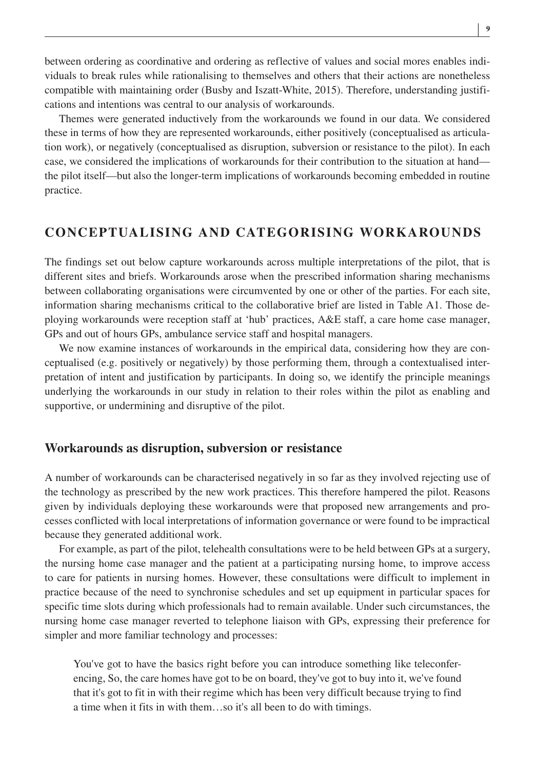between ordering as coordinative and ordering as reflective of values and social mores enables individuals to break rules while rationalising to themselves and others that their actions are nonetheless compatible with maintaining order (Busby and Iszatt-White, 2015). Therefore, understanding justifications and intentions was central to our analysis of workarounds.

Themes were generated inductively from the workarounds we found in our data. We considered these in terms of how they are represented workarounds, either positively (conceptualised as articulation work), or negatively (conceptualised as disruption, subversion or resistance to the pilot). In each case, we considered the implications of workarounds for their contribution to the situation at hand—the pilot itself—but also the longer-term implications of workarounds becoming embedded in routine practice.

## CONCEPTUALISING AND CATEGORISING WORKAROUNDS

The findings set out below capture workarounds across multiple interpretations of the pilot, that is different sites and briefs. Workarounds arose when the prescribed information sharing mechanisms between collaborating organisations were circumvented by one or other of the parties. For each site, information sharing mechanisms critical to the collaborative brief are listed in Table A1. Those deploying workarounds were reception staff at 'hub' practices, A&E staff, a care home case manager, GPs and out of hours GPs, ambulance service staff and hospital managers.

We now examine instances of workarounds in the empirical data, considering how they are conceptualised (e.g. positively or negatively) by those performing them, through a contextualised interpretation of intent and justification by participants. In doing so, we identify the principle meanings underlying the workarounds in our study in relation to their roles within the pilot as enabling and supportive, or undermining and disruptive of the pilot.

### Workarounds as disruption, subversion or resistance

A number of workarounds can be characterised negatively in so far as they involved rejecting use of the technology as prescribed by the new work practices. This therefore hampered the pilot. Reasons given by individuals deploying these workarounds were that proposed new arrangements and processes conflicted with local interpretations of information governance or were found to be impractical because they generated additional work.

For example, as part of the pilot, telehealth consultations were to be held between GPs at a surgery, the nursing home case manager and the patient at a participating nursing home, to improve access to care for patients in nursing homes. However, these consultations were difficult to implement in practice because of the need to synchronise schedules and set up equipment in particular spaces for specific time slots during which professionals had to remain available. Under such circumstances, the nursing home case manager reverted to telephone liaison with GPs, expressing their preference for simpler and more familiar technology and processes:

> You've got to have the basics right before you can introduce something like teleconferencing, So, the care homes have got to be on board, they've got to buy into it, we've found that it's got to fit in with their regime which has been very difficult because trying to find a time when it fits in with them…so it's all been to do with timings.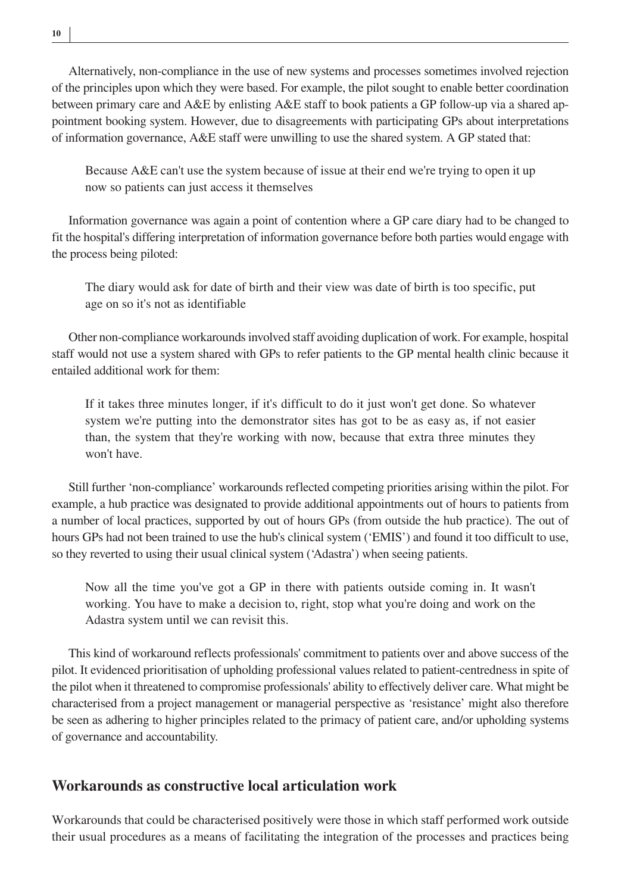Alternatively, non-compliance in the use of new systems and processes sometimes involved rejection of the principles upon which they were based. For example, the pilot sought to enable better coordination between primary care and A&E by enlisting A&E staff to book patients a GP follow-up via a shared appointment booking system. However, due to disagreements with participating GPs about interpretations of information governance, A&E staff were unwilling to use the shared system. A GP stated that:

> Because A&E can't use the system because of issue at their end we're trying to open it up now so patients can just access it themselves

Information governance was again a point of contention where a GP care diary had to be changed to fit the hospital's differing interpretation of information governance before both parties would engage with the process being piloted:

> The diary would ask for date of birth and their view was date of birth is too specific, put age on so it's not as identifiable

Other non-compliance workarounds involved staff avoiding duplication of work. For example, hospital staff would not use a system shared with GPs to refer patients to the GP mental health clinic because it entailed additional work for them:

> If it takes three minutes longer, if it's difficult to do it just won't get done. So whatever system we're putting into the demonstrator sites has got to be as easy as, if not easier than, the system that they're working with now, because that extra three minutes they won't have.

Still further 'non-compliance' workarounds reflected competing priorities arising within the pilot. For example, a hub practice was designated to provide additional appointments out of hours to patients from a number of local practices, supported by out of hours GPs (from outside the hub practice). The out of hours GPs had not been trained to use the hub's clinical system ('EMIS') and found it too difficult to use, so they reverted to using their usual clinical system ('Adastra') when seeing patients.

> Now all the time you've got a GP in there with patients outside coming in. It wasn't working. You have to make a decision to, right, stop what you're doing and work on the Adastra system until we can revisit this.

This kind of workaround reflects professionals' commitment to patients over and above success of the pilot. It evidenced prioritisation of upholding professional values related to patient-centredness in spite of the pilot when it threatened to compromise professionals' ability to effectively deliver care. What might be characterised from a project management or managerial perspective as 'resistance' might also therefore be seen as adhering to higher principles related to the primacy of patient care, and/or upholding systems of governance and accountability.

## Workarounds as constructive local articulation work

Workarounds that could be characterised positively were those in which staff performed work outside their usual procedures as a means of facilitating the integration of the processes and practices being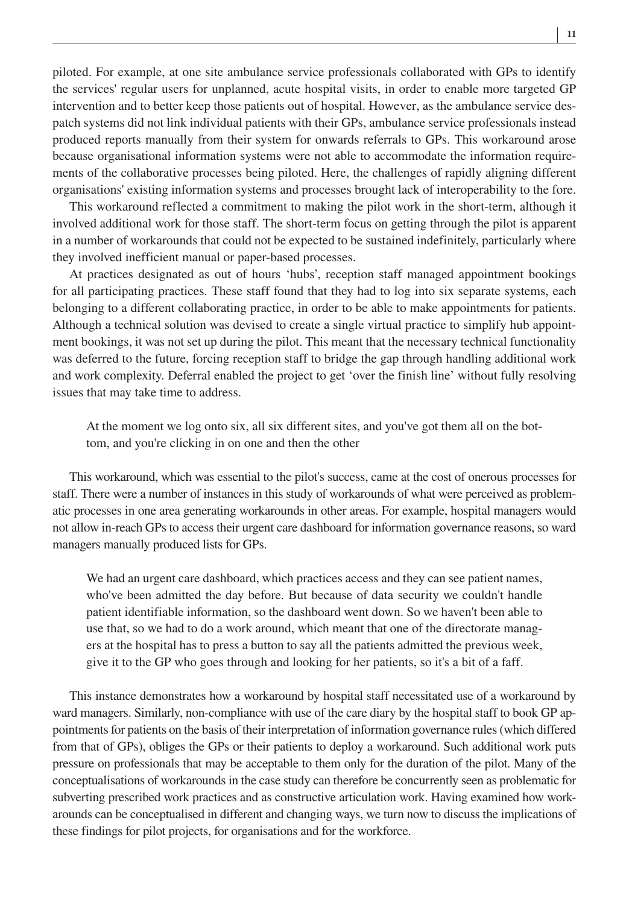piloted. For example, at one site ambulance service professionals collaborated with GPs to identify the services' regular users for unplanned, acute hospital visits, in order to enable more targeted GP intervention and to better keep those patients out of hospital. However, as the ambulance service despatch systems did not link individual patients with their GPs, ambulance service professionals instead produced reports manually from their system for onwards referrals to GPs. This workaround arose because organisational information systems were not able to accommodate the information requirements of the collaborative processes being piloted. Here, the challenges of rapidly aligning different organisations' existing information systems and processes brought lack of interoperability to the fore.

This workaround reflected a commitment to making the pilot work in the short-term, although it involved additional work for those staff. The short-term focus on getting through the pilot is apparent in a number of workarounds that could not be expected to be sustained indefinitely, particularly where they involved inefficient manual or paper-based processes.

At practices designated as out of hours 'hubs', reception staff managed appointment bookings for all participating practices. These staff found that they had to log into six separate systems, each belonging to a different collaborating practice, in order to be able to make appointments for patients. Although a technical solution was devised to create a single virtual practice to simplify hub appointment bookings, it was not set up during the pilot. This meant that the necessary technical functionality was deferred to the future, forcing reception staff to bridge the gap through handling additional work and work complexity. Deferral enabled the project to get 'over the finish line' without fully resolving issues that may take time to address.

> At the moment we log onto six, all six different sites, and you've got them all on the bottom, and you're clicking in on one and then the other

This workaround, which was essential to the pilot's success, came at the cost of onerous processes for staff. There were a number of instances in this study of workarounds of what were perceived as problematic processes in one area generating workarounds in other areas. For example, hospital managers would not allow in-reach GPs to access their urgent care dashboard for information governance reasons, so ward managers manually produced lists for GPs.

> We had an urgent care dashboard, which practices access and they can see patient names, who've been admitted the day before. But because of data security we couldn't handle patient identifiable information, so the dashboard went down. So we haven't been able to use that, so we had to do a work around, which meant that one of the directorate managers at the hospital has to press a button to say all the patients admitted the previous week, give it to the GP who goes through and looking for her patients, so it's a bit of a faff.

This instance demonstrates how a workaround by hospital staff necessitated use of a workaround by ward managers. Similarly, non-compliance with use of the care diary by the hospital staff to book GP appointments for patients on the basis of their interpretation of information governance rules (which differed from that of GPs), obliges the GPs or their patients to deploy a workaround. Such additional work puts pressure on professionals that may be acceptable to them only for the duration of the pilot. Many of the conceptualisations of workarounds in the case study can therefore be concurrently seen as problematic for subverting prescribed work practices and as constructive articulation work. Having examined how workarounds can be conceptualised in different and changing ways, we turn now to discuss the implications of these findings for pilot projects, for organisations and for the workforce.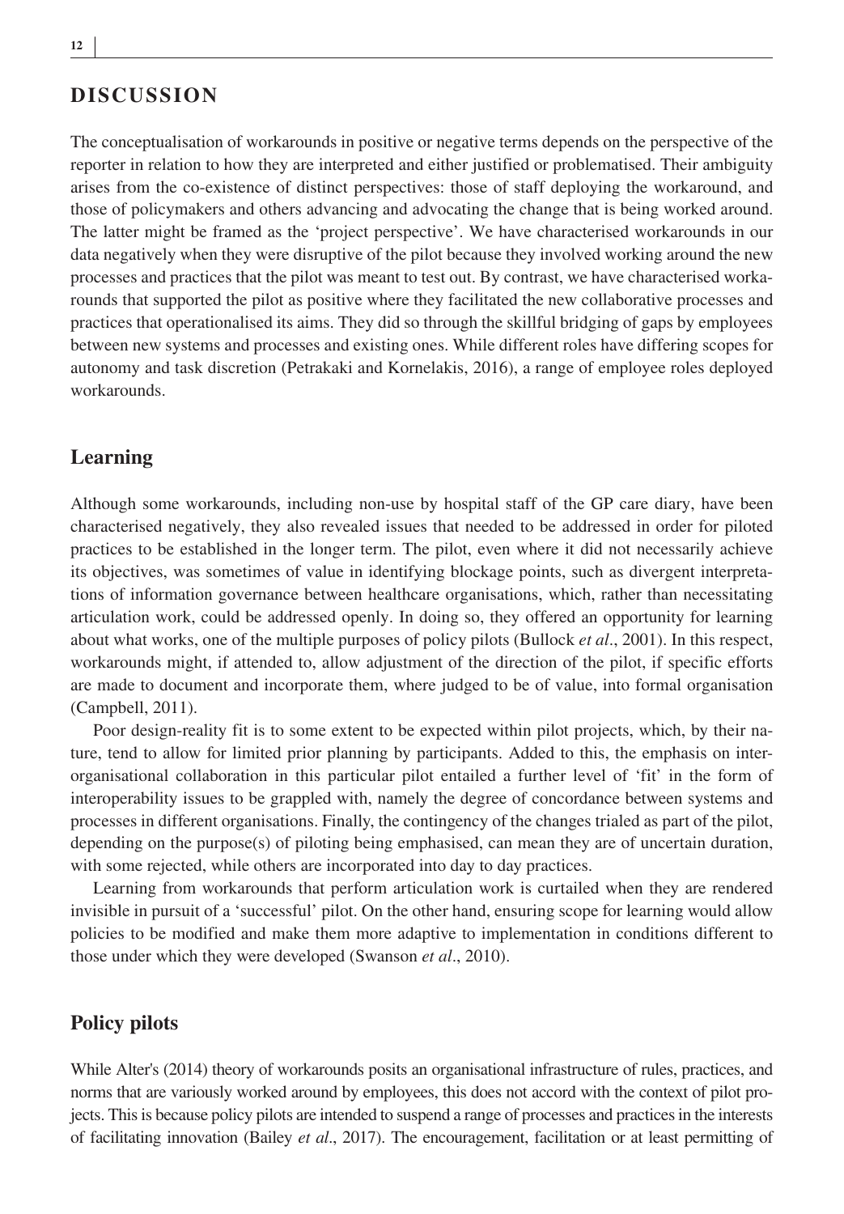## DISCUSSION

The conceptualisation of workarounds in positive or negative terms depends on the perspective of the reporter in relation to how they are interpreted and either justified or problematised. Their ambiguity arises from the co-existence of distinct perspectives: those of staff deploying the workaround, and those of policymakers and others advancing and advocating the change that is being worked around. The latter might be framed as the 'project perspective'. We have characterised workarounds in our data negatively when they were disruptive of the pilot because they involved working around the new processes and practices that the pilot was meant to test out. By contrast, we have characterised workarounds that supported the pilot as positive where they facilitated the new collaborative processes and practices that operationalised its aims. They did so through the skillful bridging of gaps by employees between new systems and processes and existing ones. While different roles have differing scopes for autonomy and task discretion (Petrakaki and Kornelakis, 2016), a range of employee roles deployed workarounds.

### Learning

Although some workarounds, including non-use by hospital staff of the GP care diary, have been characterised negatively, they also revealed issues that needed to be addressed in order for piloted practices to be established in the longer term. The pilot, even where it did not necessarily achieve its objectives, was sometimes of value in identifying blockage points, such as divergent interpretations of information governance between healthcare organisations, which, rather than necessitating articulation work, could be addressed openly. In doing so, they offered an opportunity for learning about what works, one of the multiple purposes of policy pilots (Bullock *et al*., 2001). In this respect, workarounds might, if attended to, allow adjustment of the direction of the pilot, if specific efforts are made to document and incorporate them, where judged to be of value, into formal organisation (Campbell, 2011).

Poor design-reality fit is to some extent to be expected within pilot projects, which, by their nature, tend to allow for limited prior planning by participants. Added to this, the emphasis on inter-organisational collaboration in this particular pilot entailed a further level of 'fit' in the form of interoperability issues to be grappled with, namely the degree of concordance between systems and processes in different organisations. Finally, the contingency of the changes trialed as part of the pilot, depending on the purpose(s) of piloting being emphasised, can mean they are of uncertain duration, with some rejected, while others are incorporated into day to day practices.

Learning from workarounds that perform articulation work is curtailed when they are rendered invisible in pursuit of a 'successful' pilot. On the other hand, ensuring scope for learning would allow policies to be modified and make them more adaptive to implementation in conditions different to those under which they were developed (Swanson *et al*., 2010).

### Policy pilots

While Alter's (2014) theory of workarounds posits an organisational infrastructure of rules, practices, and norms that are variously worked around by employees, this does not accord with the context of pilot projects. This is because policy pilots are intended to suspend a range of processes and practices in the interests of facilitating innovation (Bailey *et al*., 2017). The encouragement, facilitation or at least permitting of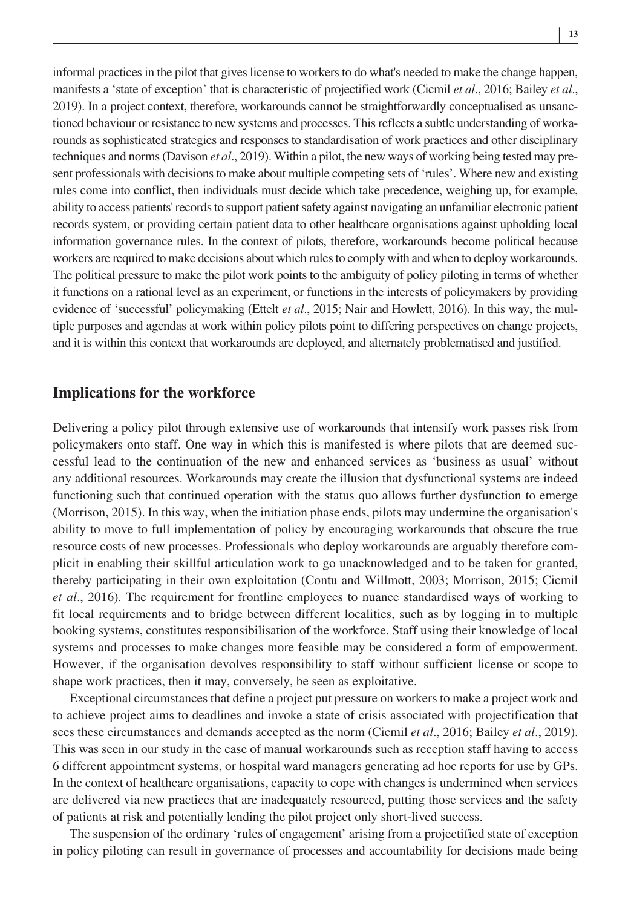informal practices in the pilot that gives license to workers to do what's needed to make the change happen, manifests a 'state of exception' that is characteristic of projectified work (Cicmil *et al*., 2016; Bailey *et al*., 2019). In a project context, therefore, workarounds cannot be straightforwardly conceptualised as unsanctioned behaviour or resistance to new systems and processes. This reflects a subtle understanding of workarounds as sophisticated strategies and responses to standardisation of work practices and other disciplinary techniques and norms (Davison *et al*., 2019). Within a pilot, the new ways of working being tested may present professionals with decisions to make about multiple competing sets of 'rules'. Where new and existing rules come into conflict, then individuals must decide which take precedence, weighing up, for example, ability to access patients' records to support patient safety against navigating an unfamiliar electronic patient records system, or providing certain patient data to other healthcare organisations against upholding local information governance rules. In the context of pilots, therefore, workarounds become political because workers are required to make decisions about which rules to comply with and when to deploy workarounds. The political pressure to make the pilot work points to the ambiguity of policy piloting in terms of whether it functions on a rational level as an experiment, or functions in the interests of policymakers by providing evidence of 'successful' policymaking (Ettelt *et al*., 2015; Nair and Howlett, 2016). In this way, the multiple purposes and agendas at work within policy pilots point to differing perspectives on change projects, and it is within this context that workarounds are deployed, and alternately problematised and justified.

## Implications for the workforce

Delivering a policy pilot through extensive use of workarounds that intensify work passes risk from policymakers onto staff. One way in which this is manifested is where pilots that are deemed successful lead to the continuation of the new and enhanced services as 'business as usual' without any additional resources. Workarounds may create the illusion that dysfunctional systems are indeed functioning such that continued operation with the status quo allows further dysfunction to emerge (Morrison, 2015). In this way, when the initiation phase ends, pilots may undermine the organisation's ability to move to full implementation of policy by encouraging workarounds that obscure the true resource costs of new processes. Professionals who deploy workarounds are arguably therefore complicit in enabling their skillful articulation work to go unacknowledged and to be taken for granted, thereby participating in their own exploitation (Contu and Willmott, 2003; Morrison, 2015; Cicmil *et al*., 2016). The requirement for frontline employees to nuance standardised ways of working to fit local requirements and to bridge between different localities, such as by logging in to multiple booking systems, constitutes responsibilisation of the workforce. Staff using their knowledge of local systems and processes to make changes more feasible may be considered a form of empowerment. However, if the organisation devolves responsibility to staff without sufficient license or scope to shape work practices, then it may, conversely, be seen as exploitative.

Exceptional circumstances that define a project put pressure on workers to make a project work and to achieve project aims to deadlines and invoke a state of crisis associated with projectification that sees these circumstances and demands accepted as the norm (Cicmil *et al*., 2016; Bailey *et al*., 2019). This was seen in our study in the case of manual workarounds such as reception staff having to access 6 different appointment systems, or hospital ward managers generating ad hoc reports for use by GPs. In the context of healthcare organisations, capacity to cope with changes is undermined when services are delivered via new practices that are inadequately resourced, putting those services and the safety of patients at risk and potentially lending the pilot project only short-lived success.

The suspension of the ordinary 'rules of engagement' arising from a projectified state of exception in policy piloting can result in governance of processes and accountability for decisions made being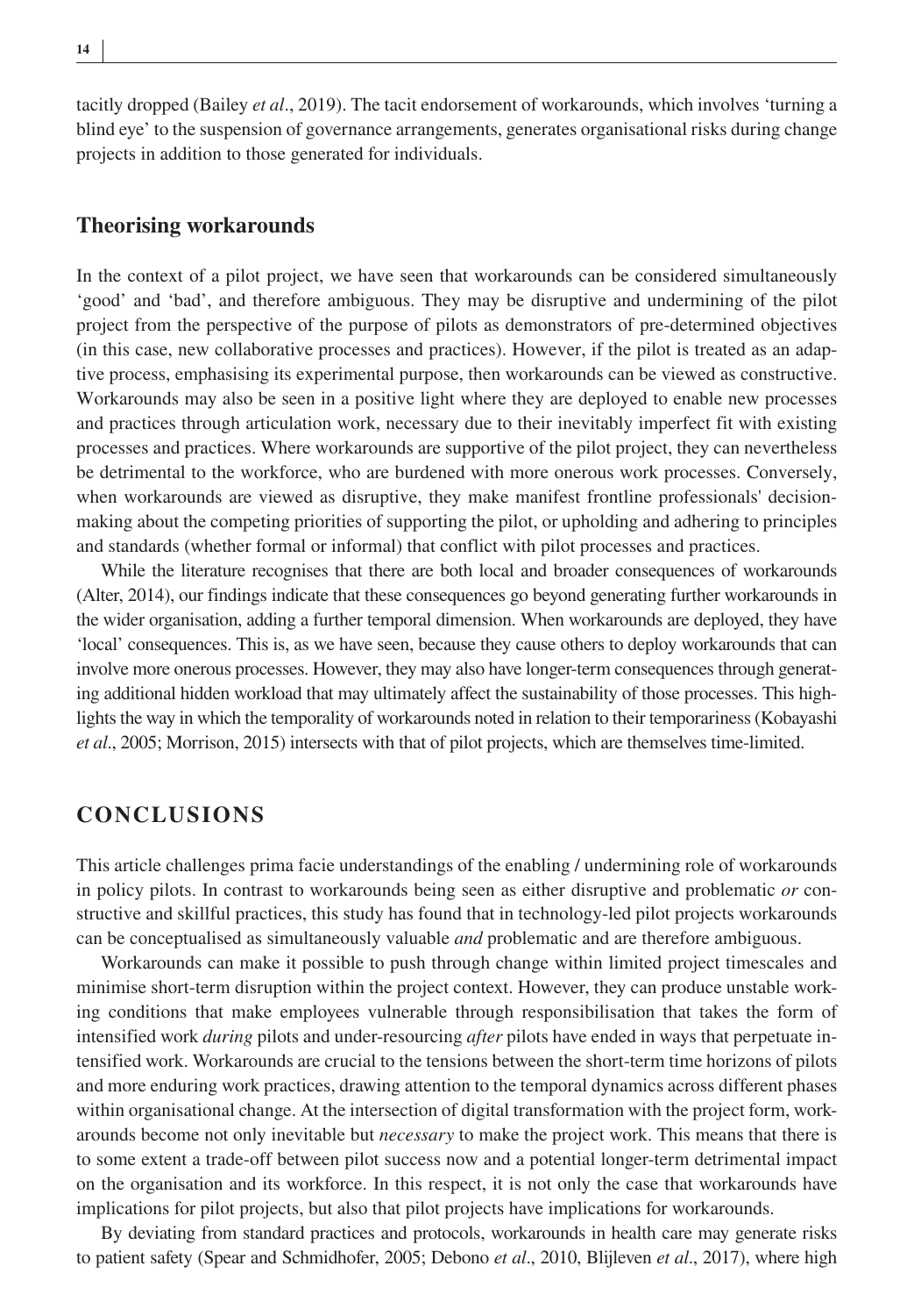tacitly dropped (Bailey *et al*., 2019). The tacit endorsement of workarounds, which involves 'turning a blind eye' to the suspension of governance arrangements, generates organisational risks during change projects in addition to those generated for individuals.

### Theorising workarounds

In the context of a pilot project, we have seen that workarounds can be considered simultaneously 'good' and 'bad', and therefore ambiguous. They may be disruptive and undermining of the pilot project from the perspective of the purpose of pilots as demonstrators of pre-determined objectives (in this case, new collaborative processes and practices). However, if the pilot is treated as an adaptive process, emphasising its experimental purpose, then workarounds can be viewed as constructive. Workarounds may also be seen in a positive light where they are deployed to enable new processes and practices through articulation work, necessary due to their inevitably imperfect fit with existing processes and practices. Where workarounds are supportive of the pilot project, they can nevertheless be detrimental to the workforce, who are burdened with more onerous work processes. Conversely, when workarounds are viewed as disruptive, they make manifest frontline professionals' decision-making about the competing priorities of supporting the pilot, or upholding and adhering to principles and standards (whether formal or informal) that conflict with pilot processes and practices.

While the literature recognises that there are both local and broader consequences of workarounds (Alter, 2014), our findings indicate that these consequences go beyond generating further workarounds in the wider organisation, adding a further temporal dimension. When workarounds are deployed, they have 'local' consequences. This is, as we have seen, because they cause others to deploy workarounds that can involve more onerous processes. However, they may also have longer-term consequences through generating additional hidden workload that may ultimately affect the sustainability of those processes. This highlights the way in which the temporality of workarounds noted in relation to their temporariness (Kobayashi *et al*., 2005; Morrison, 2015) intersects with that of pilot projects, which are themselves time-limited.

## CONCLUSIONS

This article challenges prima facie understandings of the enabling / undermining role of workarounds in policy pilots. In contrast to workarounds being seen as either disruptive and problematic *or* constructive and skillful practices, this study has found that in technology-led pilot projects workarounds can be conceptualised as simultaneously valuable *and* problematic and are therefore ambiguous.

Workarounds can make it possible to push through change within limited project timescales and minimise short-term disruption within the project context. However, they can produce unstable working conditions that make employees vulnerable through responsibilisation that takes the form of intensified work *during* pilots and under-resourcing *after* pilots have ended in ways that perpetuate intensified work. Workarounds are crucial to the tensions between the short-term time horizons of pilots and more enduring work practices, drawing attention to the temporal dynamics across different phases within organisational change. At the intersection of digital transformation with the project form, workarounds become not only inevitable but *necessary* to make the project work. This means that there is to some extent a trade-off between pilot success now and a potential longer-term detrimental impact on the organisation and its workforce. In this respect, it is not only the case that workarounds have implications for pilot projects, but also that pilot projects have implications for workarounds.

By deviating from standard practices and protocols, workarounds in health care may generate risks to patient safety (Spear and Schmidhofer, 2005; Debono *et al*., 2010, Blijleven *et al*., 2017), where high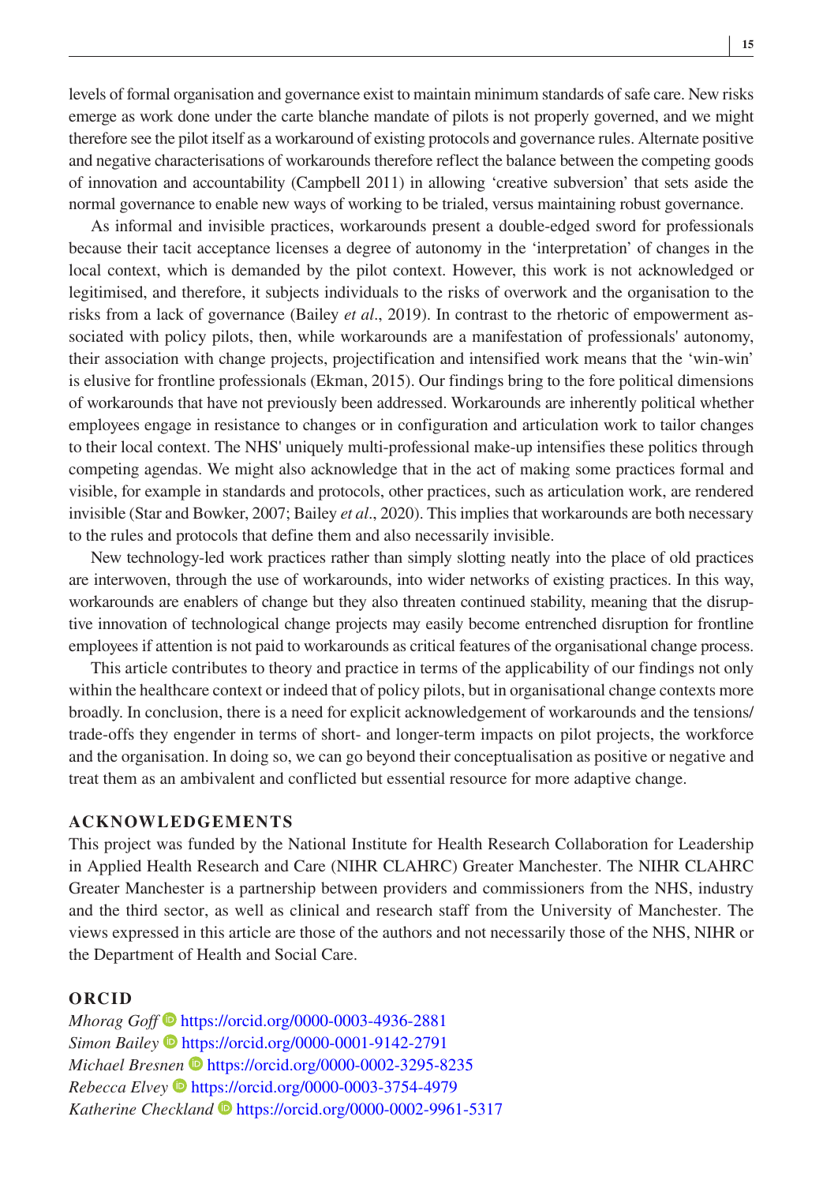levels of formal organisation and governance exist to maintain minimum standards of safe care. New risks emerge as work done under the carte blanche mandate of pilots is not properly governed, and we might therefore see the pilot itself as a workaround of existing protocols and governance rules. Alternate positive and negative characterisations of workarounds therefore reflect the balance between the competing goods of innovation and accountability (Campbell 2011) in allowing 'creative subversion' that sets aside the normal governance to enable new ways of working to be trialed, versus maintaining robust governance.

As informal and invisible practices, workarounds present a double-edged sword for professionals because their tacit acceptance licenses a degree of autonomy in the 'interpretation' of changes in the local context, which is demanded by the pilot context. However, this work is not acknowledged or legitimised, and therefore, it subjects individuals to the risks of overwork and the organisation to the risks from a lack of governance (Bailey *et al*., 2019). In contrast to the rhetoric of empowerment associated with policy pilots, then, while workarounds are a manifestation of professionals' autonomy, their association with change projects, projectification and intensified work means that the 'win-win' is elusive for frontline professionals (Ekman, 2015). Our findings bring to the fore political dimensions of workarounds that have not previously been addressed. Workarounds are inherently political whether employees engage in resistance to changes or in configuration and articulation work to tailor changes to their local context. The NHS' uniquely multi-professional make-up intensifies these politics through competing agendas. We might also acknowledge that in the act of making some practices formal and visible, for example in standards and protocols, other practices, such as articulation work, are rendered invisible (Star and Bowker, 2007; Bailey *et al*., 2020). This implies that workarounds are both necessary to the rules and protocols that define them and also necessarily invisible.

New technology-led work practices rather than simply slotting neatly into the place of old practices are interwoven, through the use of workarounds, into wider networks of existing practices. In this way, workarounds are enablers of change but they also threaten continued stability, meaning that the disruptive innovation of technological change projects may easily become entrenched disruption for frontline employees if attention is not paid to workarounds as critical features of the organisational change process.

This article contributes to theory and practice in terms of the applicability of our findings not only within the healthcare context or indeed that of policy pilots, but in organisational change contexts more broadly. In conclusion, there is a need for explicit acknowledgement of workarounds and the tensions/trade-offs they engender in terms of short- and longer-term impacts on pilot projects, the workforce and the organisation. In doing so, we can go beyond their conceptualisation as positive or negative and treat them as an ambivalent and conflicted but essential resource for more adaptive change.

## ACKNOWLEDGEMENTS

This project was funded by the National Institute for Health Research Collaboration for Leadership in Applied Health Research and Care (NIHR CLAHRC) Greater Manchester. The NIHR CLAHRC Greater Manchester is a partnership between providers and commissioners from the NHS, industry and the third sector, as well as clinical and research staff from the University of Manchester. The views expressed in this article are those of the authors and not necessarily those of the NHS, NIHR or the Department of Health and Social Care.

## ORCID

*Mhorag Goff* https://orcid.org/0000-0003-4936-2881
*Simon Bailey* https://orcid.org/0000-0001-9142-2791
*Michael Bresnen* https://orcid.org/0000-0002-3295-8235
*Rebecca Elvey* https://orcid.org/0000-0003-3754-4979
*Katherine Checkland* https://orcid.org/0000-0002-9961-5317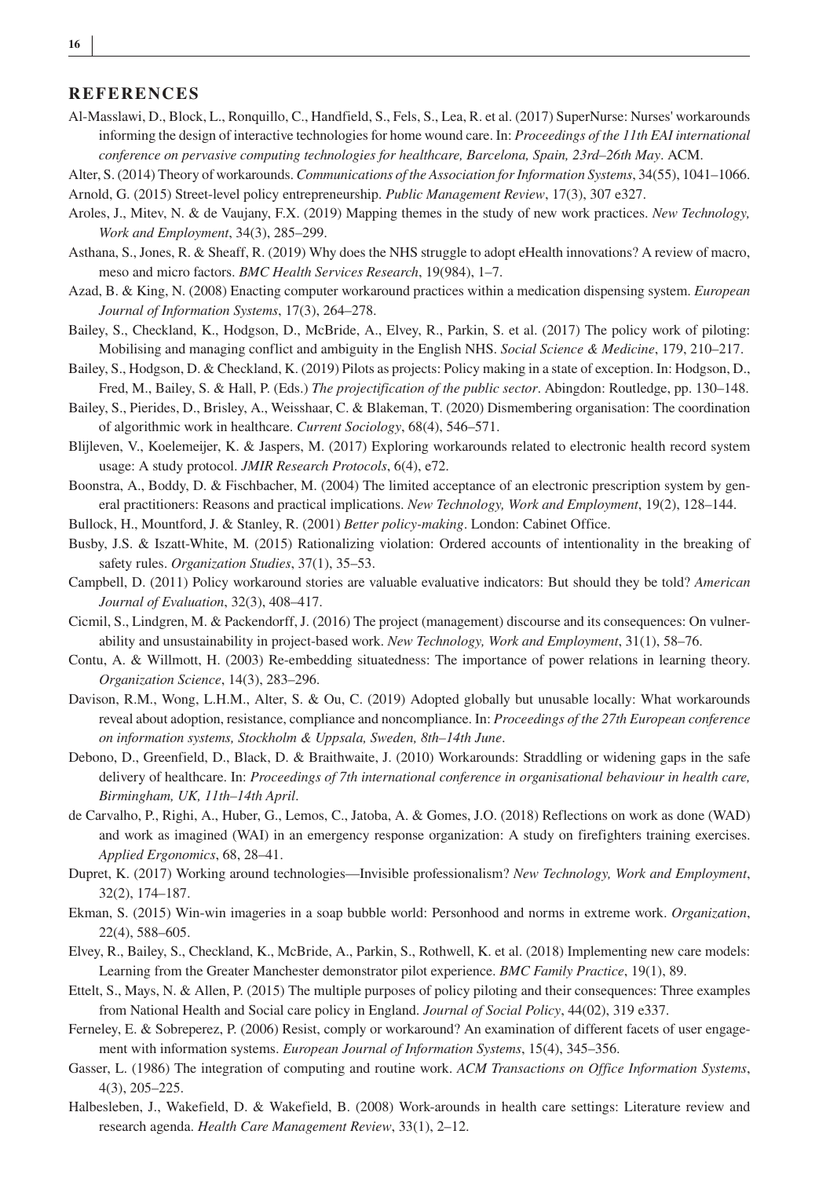## REFERENCES

Al-Masslawi, D., Block, L., Ronquillo, C., Handfield, S., Fels, S., Lea, R. et al. (2017) SuperNurse: Nurses' workarounds informing the design of interactive technologies for home wound care. In: *Proceedings of the 11th EAI international conference on pervasive computing technologies for healthcare, Barcelona, Spain, 23rd–26th May*. ACM.

Alter, S. (2014) Theory of workarounds. *Communications of the Association for Information Systems*, 34(55), 1041–1066.

Arnold, G. (2015) Street-level policy entrepreneurship. *Public Management Review*, 17(3), 307 e327.

Aroles, J., Mitev, N. & de Vaujany, F.X. (2019) Mapping themes in the study of new work practices. *New Technology, Work and Employment*, 34(3), 285–299.

Asthana, S., Jones, R. & Sheaff, R. (2019) Why does the NHS struggle to adopt eHealth innovations? A review of macro, meso and micro factors. *BMC Health Services Research*, 19(984), 1–7.

Azad, B. & King, N. (2008) Enacting computer workaround practices within a medication dispensing system. *European Journal of Information Systems*, 17(3), 264–278.

Bailey, S., Checkland, K., Hodgson, D., McBride, A., Elvey, R., Parkin, S. et al. (2017) The policy work of piloting: Mobilising and managing conflict and ambiguity in the English NHS. *Social Science & Medicine*, 179, 210–217.

Bailey, S., Hodgson, D. & Checkland, K. (2019) Pilots as projects: Policy making in a state of exception. In: Hodgson, D., Fred, M., Bailey, S. & Hall, P. (Eds.) *The projectification of the public sector*. Abingdon: Routledge, pp. 130–148.

Bailey, S., Pierides, D., Brisley, A., Weisshaar, C. & Blakeman, T. (2020) Dismembering organisation: The coordination of algorithmic work in healthcare. *Current Sociology*, 68(4), 546–571.

Blijleven, V., Koelemeijer, K. & Jaspers, M. (2017) Exploring workarounds related to electronic health record system usage: A study protocol. *JMIR Research Protocols*, 6(4), e72.

Boonstra, A., Boddy, D. & Fischbacher, M. (2004) The limited acceptance of an electronic prescription system by general practitioners: Reasons and practical implications. *New Technology, Work and Employment*, 19(2), 128–144.

Bullock, H., Mountford, J. & Stanley, R. (2001) *Better policy-making*. London: Cabinet Office.

Busby, J.S. & Iszatt-White, M. (2015) Rationalizing violation: Ordered accounts of intentionality in the breaking of safety rules. *Organization Studies*, 37(1), 35–53.

Campbell, D. (2011) Policy workaround stories are valuable evaluative indicators: But should they be told? *American Journal of Evaluation*, 32(3), 408–417.

Cicmil, S., Lindgren, M. & Packendorff, J. (2016) The project (management) discourse and its consequences: On vulnerability and unsustainability in project-based work. *New Technology, Work and Employment*, 31(1), 58–76.

Contu, A. & Willmott, H. (2003) Re-embedding situatedness: The importance of power relations in learning theory. *Organization Science*, 14(3), 283–296.

Davison, R.M., Wong, L.H.M., Alter, S. & Ou, C. (2019) Adopted globally but unusable locally: What workarounds reveal about adoption, resistance, compliance and noncompliance. In: *Proceedings of the 27th European conference on information systems, Stockholm & Uppsala, Sweden, 8th–14th June*.

Debono, D., Greenfield, D., Black, D. & Braithwaite, J. (2010) Workarounds: Straddling or widening gaps in the safe delivery of healthcare. In: *Proceedings of 7th international conference in organisational behaviour in health care, Birmingham, UK, 11th–14th April*.

de Carvalho, P., Righi, A., Huber, G., Lemos, C., Jatoba, A. & Gomes, J.O. (2018) Reflections on work as done (WAD) and work as imagined (WAI) in an emergency response organization: A study on firefighters training exercises. *Applied Ergonomics*, 68, 28–41.

Dupret, K. (2017) Working around technologies—Invisible professionalism? *New Technology, Work and Employment*, 32(2), 174–187.

Ekman, S. (2015) Win-win imageries in a soap bubble world: Personhood and norms in extreme work. *Organization*, 22(4), 588–605.

Elvey, R., Bailey, S., Checkland, K., McBride, A., Parkin, S., Rothwell, K. et al. (2018) Implementing new care models: Learning from the Greater Manchester demonstrator pilot experience. *BMC Family Practice*, 19(1), 89.

Ettelt, S., Mays, N. & Allen, P. (2015) The multiple purposes of policy piloting and their consequences: Three examples from National Health and Social care policy in England. *Journal of Social Policy*, 44(02), 319 e337.

Ferneley, E. & Sobreperez, P. (2006) Resist, comply or workaround? An examination of different facets of user engagement with information systems. *European Journal of Information Systems*, 15(4), 345–356.

Gasser, L. (1986) The integration of computing and routine work. *ACM Transactions on Office Information Systems*, 4(3), 205–225.

Halbesleben, J., Wakefield, D. & Wakefield, B. (2008) Work-arounds in health care settings: Literature review and research agenda. *Health Care Management Review*, 33(1), 2–12.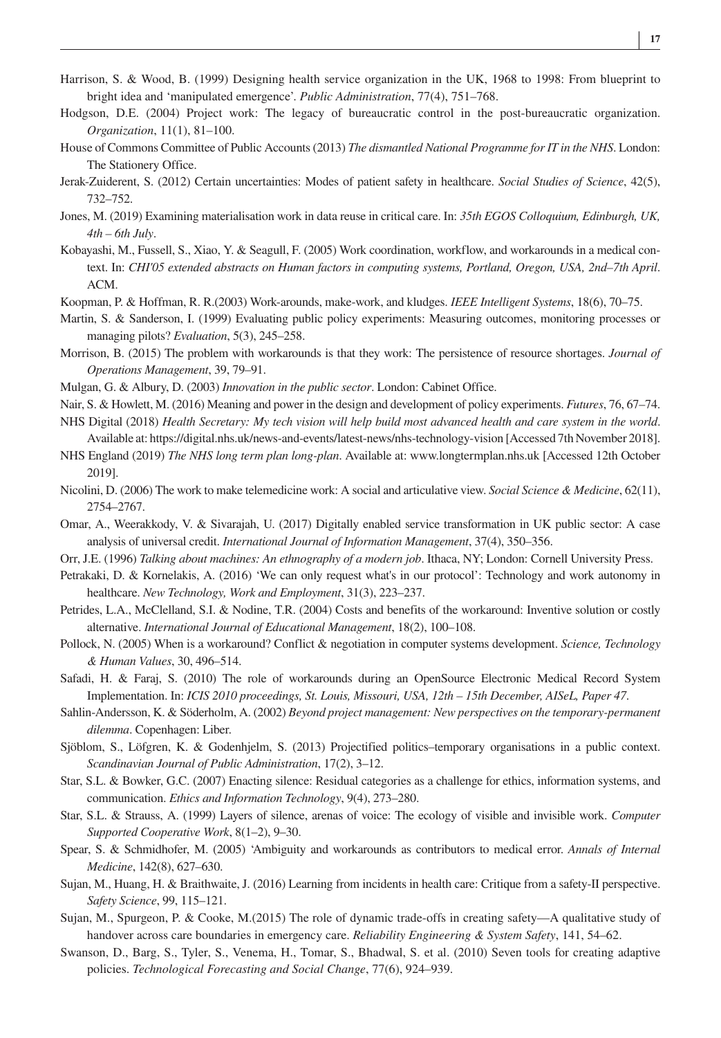Harrison, S. & Wood, B. (1999) Designing health service organization in the UK, 1968 to 1998: From blueprint to bright idea and 'manipulated emergence'. *Public Administration*, 77(4), 751–768.

Hodgson, D.E. (2004) Project work: The legacy of bureaucratic control in the post-bureaucratic organization. *Organization*, 11(1), 81–100.

House of Commons Committee of Public Accounts (2013) *The dismantled National Programme for IT in the NHS*. London: The Stationery Office.

Jerak-Zuiderent, S. (2012) Certain uncertainties: Modes of patient safety in healthcare. *Social Studies of Science*, 42(5), 732–752.

Jones, M. (2019) Examining materialisation work in data reuse in critical care. In: *35th EGOS Colloquium, Edinburgh, UK, 4th – 6th July*.

Kobayashi, M., Fussell, S., Xiao, Y. & Seagull, F. (2005) Work coordination, workflow, and workarounds in a medical context. In: *CHI'05 extended abstracts on Human factors in computing systems, Portland, Oregon, USA, 2nd–7th April*. ACM.

Koopman, P. & Hoffman, R. R.(2003) Work-arounds, make-work, and kludges. *IEEE Intelligent Systems*, 18(6), 70–75.

Martin, S. & Sanderson, I. (1999) Evaluating public policy experiments: Measuring outcomes, monitoring processes or managing pilots? *Evaluation*, 5(3), 245–258.

Morrison, B. (2015) The problem with workarounds is that they work: The persistence of resource shortages. *Journal of Operations Management*, 39, 79–91.

Mulgan, G. & Albury, D. (2003) *Innovation in the public sector*. London: Cabinet Office.

Nair, S. & Howlett, M. (2016) Meaning and power in the design and development of policy experiments. *Futures*, 76, 67–74.

NHS Digital (2018) *Health Secretary: My tech vision will help build most advanced health and care system in the world*. Available at: https://digital.nhs.uk/news-and-events/latest-news/nhs-technology-vision [Accessed 7th November 2018].

NHS England (2019) *The NHS long term plan long-plan*. Available at: www.longtermplan.nhs.uk [Accessed 12th October 2019].

Nicolini, D. (2006) The work to make telemedicine work: A social and articulative view. *Social Science & Medicine*, 62(11), 2754–2767.

Omar, A., Weerakkody, V. & Sivarajah, U. (2017) Digitally enabled service transformation in UK public sector: A case analysis of universal credit. *International Journal of Information Management*, 37(4), 350–356.

Orr, J.E. (1996) *Talking about machines: An ethnography of a modern job*. Ithaca, NY; London: Cornell University Press.

Petrakaki, D. & Kornelakis, A. (2016) 'We can only request what's in our protocol': Technology and work autonomy in healthcare. *New Technology, Work and Employment*, 31(3), 223–237.

Petrides, L.A., McClelland, S.I. & Nodine, T.R. (2004) Costs and benefits of the workaround: Inventive solution or costly alternative. *International Journal of Educational Management*, 18(2), 100–108.

Pollock, N. (2005) When is a workaround? Conflict & negotiation in computer systems development. *Science, Technology & Human Values*, 30, 496–514.

Safadi, H. & Faraj, S. (2010) The role of workarounds during an OpenSource Electronic Medical Record System Implementation. In: *ICIS 2010 proceedings, St. Louis, Missouri, USA, 12th – 15th December, AISeL, Paper 47*.

Sahlin-Andersson, K. & Söderholm, A. (2002) *Beyond project management: New perspectives on the temporary-permanent dilemma*. Copenhagen: Liber.

Sjöblom, S., Löfgren, K. & Godenhjelm, S. (2013) Projectified politics–temporary organisations in a public context. *Scandinavian Journal of Public Administration*, 17(2), 3–12.

Star, S.L. & Bowker, G.C. (2007) Enacting silence: Residual categories as a challenge for ethics, information systems, and communication. *Ethics and Information Technology*, 9(4), 273–280.

Star, S.L. & Strauss, A. (1999) Layers of silence, arenas of voice: The ecology of visible and invisible work. *Computer Supported Cooperative Work*, 8(1–2), 9–30.

Spear, S. & Schmidhofer, M. (2005) 'Ambiguity and workarounds as contributors to medical error. *Annals of Internal Medicine*, 142(8), 627–630.

Sujan, M., Huang, H. & Braithwaite, J. (2016) Learning from incidents in health care: Critique from a safety-II perspective. *Safety Science*, 99, 115–121.

Sujan, M., Spurgeon, P. & Cooke, M.(2015) The role of dynamic trade-offs in creating safety—A qualitative study of handover across care boundaries in emergency care. *Reliability Engineering & System Safety*, 141, 54–62.

Swanson, D., Barg, S., Tyler, S., Venema, H., Tomar, S., Bhadwal, S. et al. (2010) Seven tools for creating adaptive policies. *Technological Forecasting and Social Change*, 77(6), 924–939.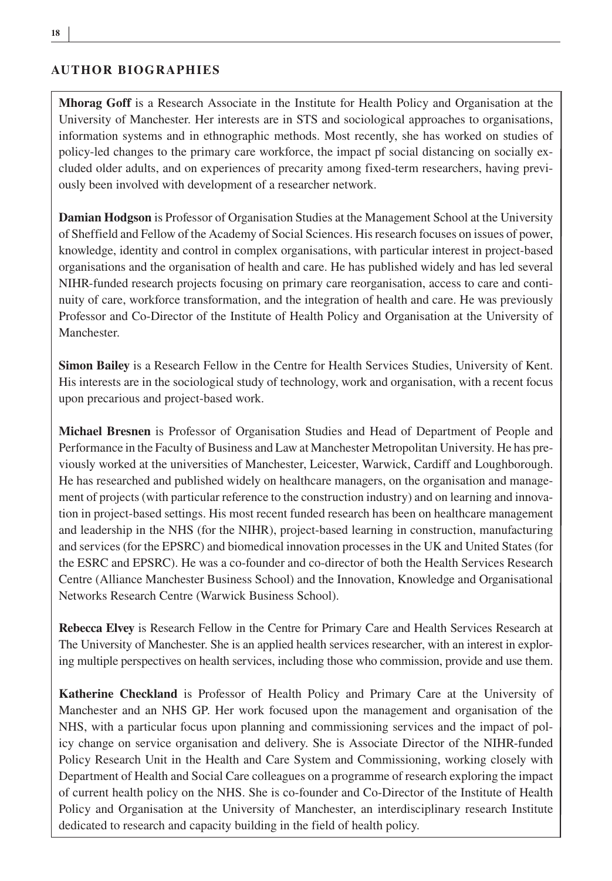## AUTHOR BIOGRAPHIES

**Mhorag Goff** is a Research Associate in the Institute for Health Policy and Organisation at the University of Manchester. Her interests are in STS and sociological approaches to organisations, information systems and in ethnographic methods. Most recently, she has worked on studies of policy-led changes to the primary care workforce, the impact pf social distancing on socially excluded older adults, and on experiences of precarity among fixed-term researchers, having previously been involved with development of a researcher network.

**Damian Hodgson** is Professor of Organisation Studies at the Management School at the University of Sheffield and Fellow of the Academy of Social Sciences. His research focuses on issues of power, knowledge, identity and control in complex organisations, with particular interest in project-based organisations and the organisation of health and care. He has published widely and has led several NIHR-funded research projects focusing on primary care reorganisation, access to care and continuity of care, workforce transformation, and the integration of health and care. He was previously Professor and Co-Director of the Institute of Health Policy and Organisation at the University of Manchester.

**Simon Bailey** is a Research Fellow in the Centre for Health Services Studies, University of Kent. His interests are in the sociological study of technology, work and organisation, with a recent focus upon precarious and project-based work.

**Michael Bresnen** is Professor of Organisation Studies and Head of Department of People and Performance in the Faculty of Business and Law at Manchester Metropolitan University. He has previously worked at the universities of Manchester, Leicester, Warwick, Cardiff and Loughborough. He has researched and published widely on healthcare managers, on the organisation and management of projects (with particular reference to the construction industry) and on learning and innovation in project-based settings. His most recent funded research has been on healthcare management and leadership in the NHS (for the NIHR), project-based learning in construction, manufacturing and services (for the EPSRC) and biomedical innovation processes in the UK and United States (for the ESRC and EPSRC). He was a co-founder and co-director of both the Health Services Research Centre (Alliance Manchester Business School) and the Innovation, Knowledge and Organisational Networks Research Centre (Warwick Business School).

**Rebecca Elvey** is Research Fellow in the Centre for Primary Care and Health Services Research at The University of Manchester. She is an applied health services researcher, with an interest in exploring multiple perspectives on health services, including those who commission, provide and use them.

**Katherine Checkland** is Professor of Health Policy and Primary Care at the University of Manchester and an NHS GP. Her work focused upon the management and organisation of the NHS, with a particular focus upon planning and commissioning services and the impact of policy change on service organisation and delivery. She is Associate Director of the NIHR-funded Policy Research Unit in the Health and Care System and Commissioning, working closely with Department of Health and Social Care colleagues on a programme of research exploring the impact of current health policy on the NHS. She is co-founder and Co-Director of the Institute of Health Policy and Organisation at the University of Manchester, an interdisciplinary research Institute dedicated to research and capacity building in the field of health policy.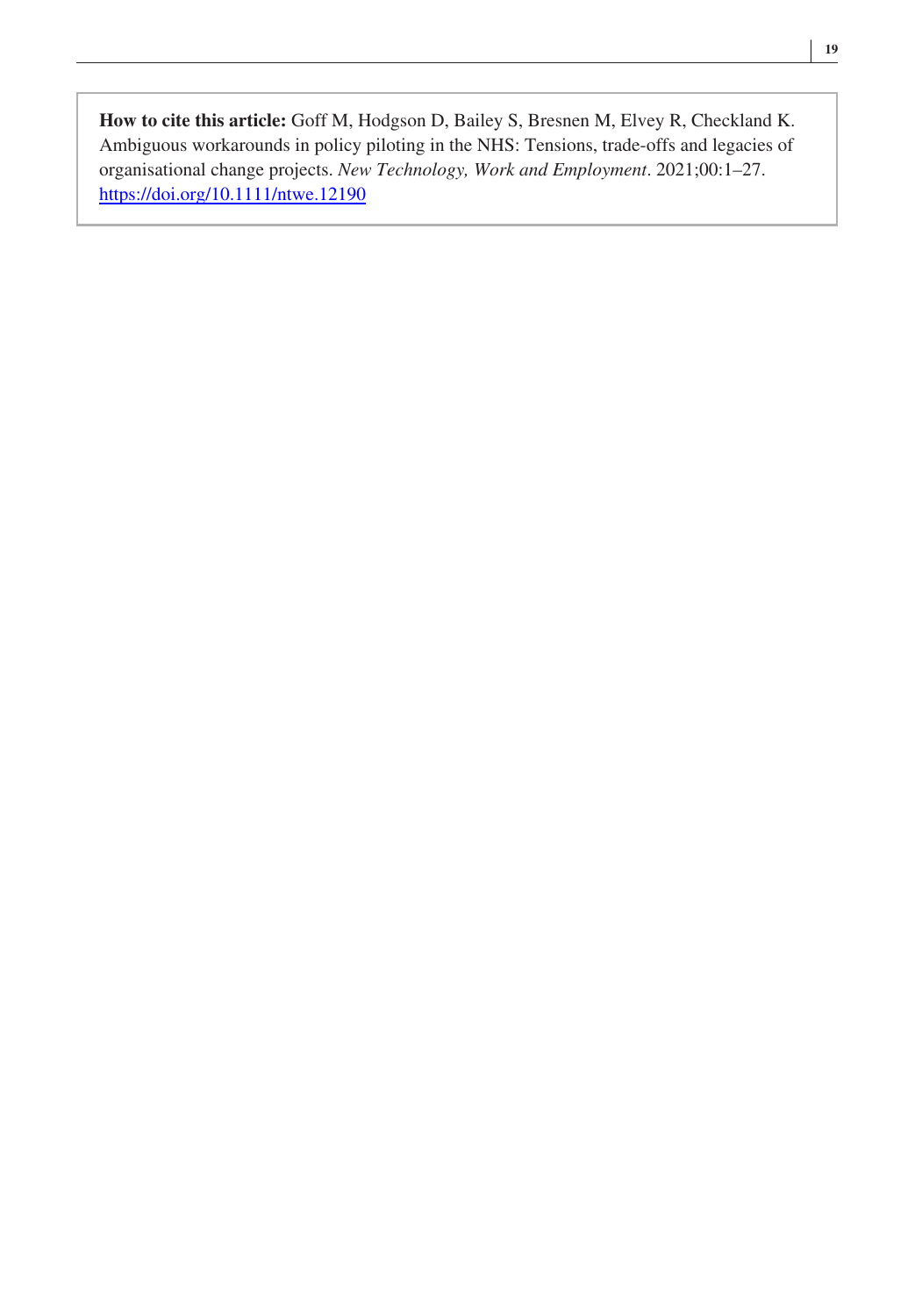**How to cite this article:** Goff M, Hodgson D, Bailey S, Bresnen M, Elvey R, Checkland K. Ambiguous workarounds in policy piloting in the NHS: Tensions, trade-offs and legacies of organisational change projects. *New Technology, Work and Employment*. 2021;00:1–27. https://doi.org/10.1111/ntwe.12190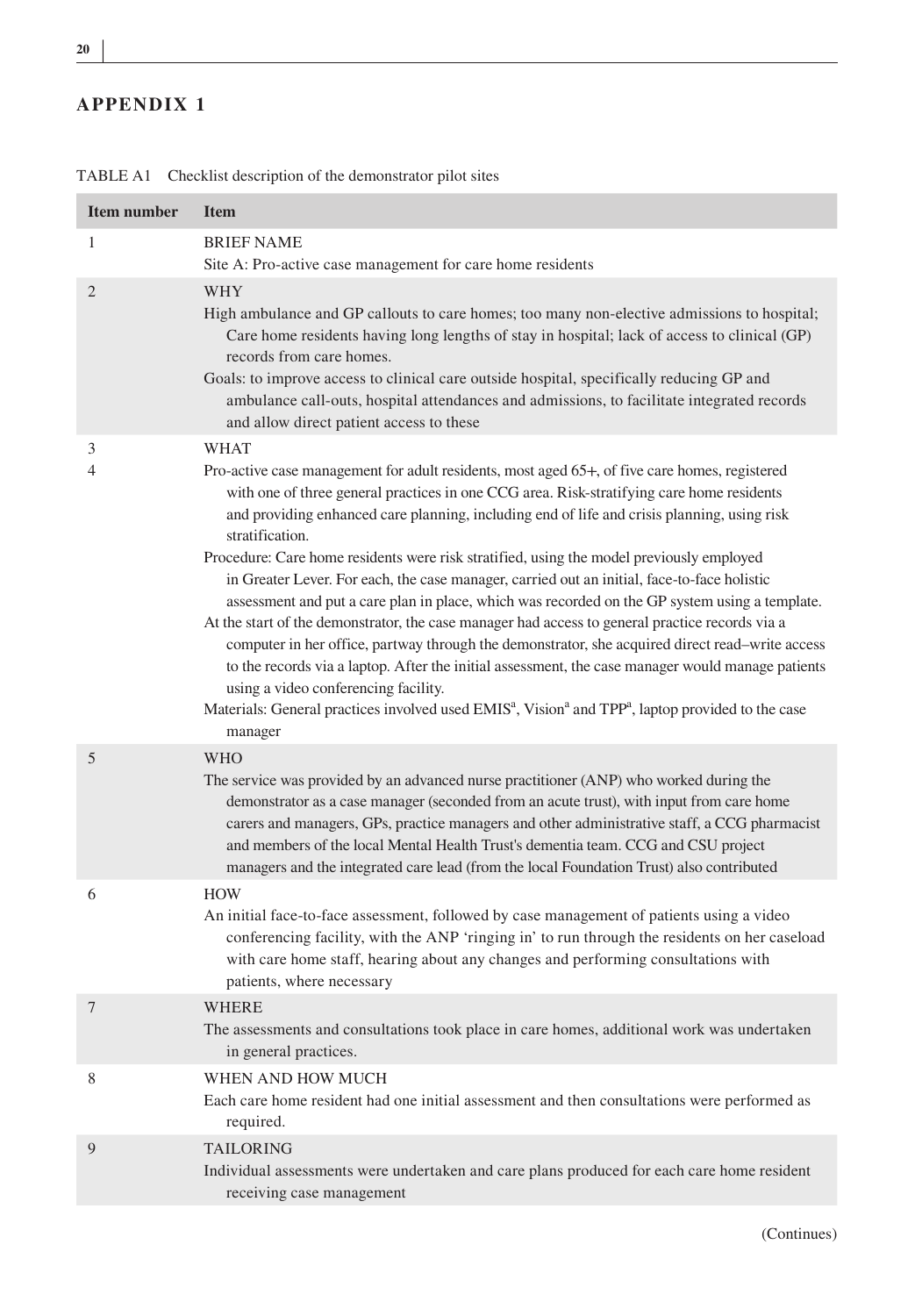## APPENDIX 1

TABLE A1 Checklist description of the demonstrator pilot sites

| Item number | Item |
|---|---|
| 1 | BRIEF NAME<br>Site A: Pro-active case management for care home residents |
| 2 | WHY<br>High ambulance and GP callouts to care homes; too many non-elective admissions to hospital; Care home residents having long lengths of stay in hospital; lack of access to clinical (GP) records from care homes.<br>Goals: to improve access to clinical care outside hospital, specifically reducing GP and ambulance call-outs, hospital attendances and admissions, to facilitate integrated records and allow direct patient access to these |
| 3<br>4 | WHAT<br>Pro-active case management for adult residents, most aged 65+, of five care homes, registered with one of three general practices in one CCG area. Risk-stratifying care home residents and providing enhanced care planning, including end of life and crisis planning, using risk stratification.<br>Procedure: Care home residents were risk stratified, using the model previously employed in Greater Lever. For each, the case manager, carried out an initial, face-to-face holistic assessment and put a care plan in place, which was recorded on the GP system using a template.<br>At the start of the demonstrator, the case manager had access to general practice records via a computer in her office, partway through the demonstrator, she acquired direct read–write access to the records via a laptop. After the initial assessment, the case manager would manage patients using a video conferencing facility.<br>Materials: General practices involved used EMIS[a], Vision[a] and TPP[a], laptop provided to the case manager |
| 5 | WHO<br>The service was provided by an advanced nurse practitioner (ANP) who worked during the demonstrator as a case manager (seconded from an acute trust), with input from care home carers and managers, GPs, practice managers and other administrative staff, a CCG pharmacist and members of the local Mental Health Trust's dementia team. CCG and CSU project managers and the integrated care lead (from the local Foundation Trust) also contributed |
| 6 | HOW<br>An initial face-to-face assessment, followed by case management of patients using a video conferencing facility, with the ANP 'ringing in' to run through the residents on her caseload with care home staff, hearing about any changes and performing consultations with patients, where necessary |
| 7 | WHERE<br>The assessments and consultations took place in care homes, additional work was undertaken in general practices. |
| 8 | WHEN AND HOW MUCH<br>Each care home resident had one initial assessment and then consultations were performed as required. |
| 9 | TAILORING<br>Individual assessments were undertaken and care plans produced for each care home resident receiving case management |

(Continues)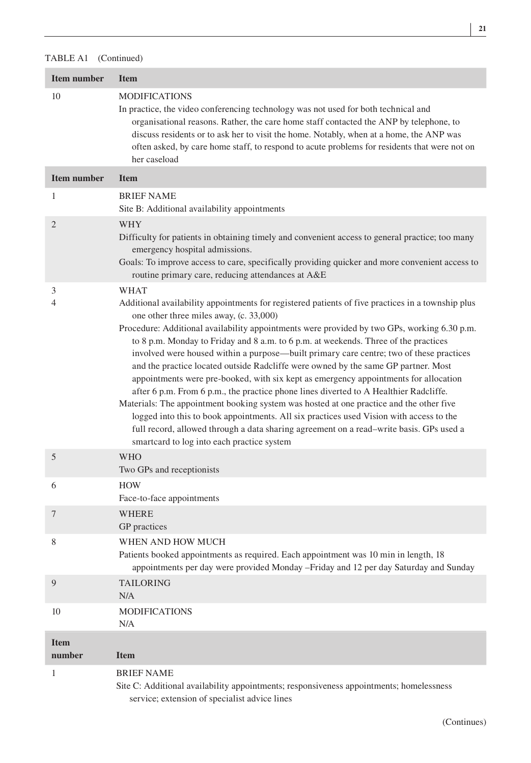TABLE A1 (Continued)

| Item number | Item |
|---|---|
| 10 | MODIFICATIONS<br>In practice, the video conferencing technology was not used for both technical and organisational reasons. Rather, the care home staff contacted the ANP by telephone, to discuss residents or to ask her to visit the home. Notably, when at a home, the ANP was often asked, by care home staff, to respond to acute problems for residents that were not on her caseload |

| Item number | Item |
|---|---|
| 1 | BRIEF NAME<br>Site B: Additional availability appointments |
| 2 | WHY<br>Difficulty for patients in obtaining timely and convenient access to general practice; too many emergency hospital admissions.<br>Goals: To improve access to care, specifically providing quicker and more convenient access to routine primary care, reducing attendances at A&E |
| 3<br>4 | WHAT<br>Additional availability appointments for registered patients of five practices in a township plus one other three miles away, (c. 33,000)<br>Procedure: Additional availability appointments were provided by two GPs, working 6.30 p.m. to 8 p.m. Monday to Friday and 8 a.m. to 6 p.m. at weekends. Three of the practices involved were housed within a purpose—built primary care centre; two of these practices and the practice located outside Radcliffe were owned by the same GP partner. Most appointments were pre-booked, with six kept as emergency appointments for allocation after 6 p.m. From 6 p.m., the practice phone lines diverted to A Healthier Radcliffe.<br>Materials: The appointment booking system was hosted at one practice and the other five logged into this to book appointments. All six practices used Vision with access to the full record, allowed through a data sharing agreement on a read–write basis. GPs used a smartcard to log into each practice system |
| 5 | WHO<br>Two GPs and receptionists |
| 6 | HOW<br>Face-to-face appointments |
| 7 | WHERE<br>GP practices |
| 8 | WHEN AND HOW MUCH<br>Patients booked appointments as required. Each appointment was 10 min in length, 18 appointments per day were provided Monday –Friday and 12 per day Saturday and Sunday |
| 9 | TAILORING<br>N/A |
| 10 | MODIFICATIONS<br>N/A |

| Item number | Item |
|---|---|
| 1 | BRIEF NAME<br>Site C: Additional availability appointments; responsiveness appointments; homelessness service; extension of specialist advice lines |

(Continues)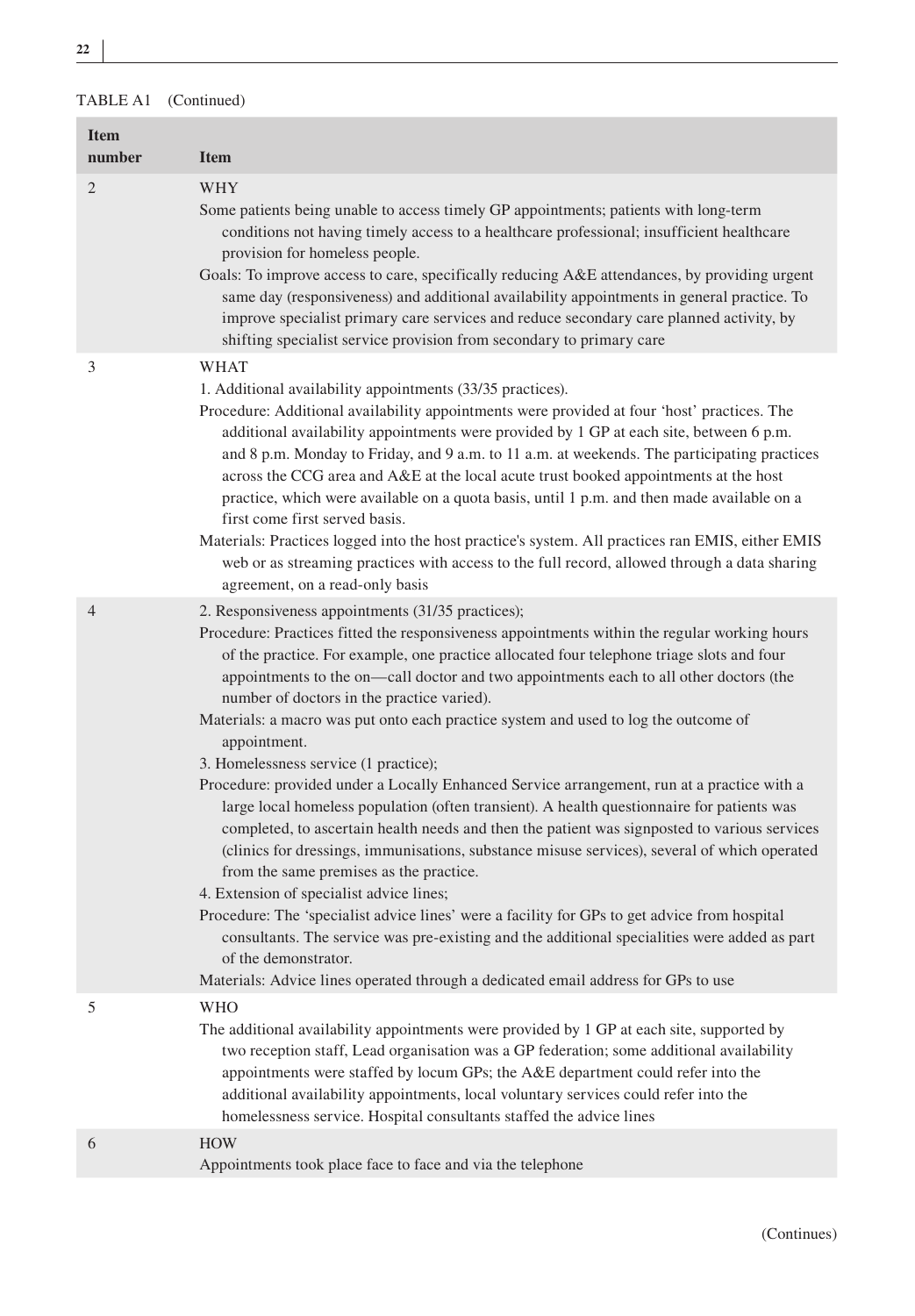TABLE A1 (Continued)

| Item number | Item |
|---|---|
| 2 | WHY<br>Some patients being unable to access timely GP appointments; patients with long-term conditions not having timely access to a healthcare professional; insufficient healthcare provision for homeless people.<br>Goals: To improve access to care, specifically reducing A&E attendances, by providing urgent same day (responsiveness) and additional availability appointments in general practice. To improve specialist primary care services and reduce secondary care planned activity, by shifting specialist service provision from secondary to primary care |
| 3 | WHAT<br>1. Additional availability appointments (33/35 practices).<br>Procedure: Additional availability appointments were provided at four 'host' practices. The additional availability appointments were provided by 1 GP at each site, between 6 p.m. and 8 p.m. Monday to Friday, and 9 a.m. to 11 a.m. at weekends. The participating practices across the CCG area and A&E at the local acute trust booked appointments at the host practice, which were available on a quota basis, until 1 p.m. and then made available on a first come first served basis.<br>Materials: Practices logged into the host practice's system. All practices ran EMIS, either EMIS web or as streaming practices with access to the full record, allowed through a data sharing agreement, on a read-only basis |
| 4 | 2. Responsiveness appointments (31/35 practices);<br>Procedure: Practices fitted the responsiveness appointments within the regular working hours of the practice. For example, one practice allocated four telephone triage slots and four appointments to the on—call doctor and two appointments each to all other doctors (the number of doctors in the practice varied).<br>Materials: a macro was put onto each practice system and used to log the outcome of appointment.<br>3. Homelessness service (1 practice);<br>Procedure: provided under a Locally Enhanced Service arrangement, run at a practice with a large local homeless population (often transient). A health questionnaire for patients was completed, to ascertain health needs and then the patient was signposted to various services (clinics for dressings, immunisations, substance misuse services), several of which operated from the same premises as the practice.<br>4. Extension of specialist advice lines;<br>Procedure: The 'specialist advice lines' were a facility for GPs to get advice from hospital consultants. The service was pre-existing and the additional specialities were added as part of the demonstrator.<br>Materials: Advice lines operated through a dedicated email address for GPs to use |
| 5 | WHO<br>The additional availability appointments were provided by 1 GP at each site, supported by two reception staff, Lead organisation was a GP federation; some additional availability appointments were staffed by locum GPs; the A&E department could refer into the additional availability appointments, local voluntary services could refer into the homelessness service. Hospital consultants staffed the advice lines |
| 6 | HOW<br>Appointments took place face to face and via the telephone |

(Continues)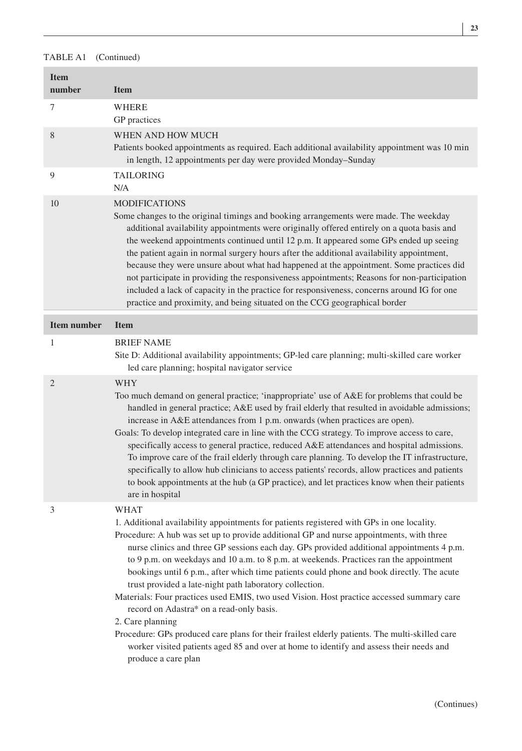TABLE A1 (Continued)

| Item number | Item |
|---|---|
| 7 | WHERE<br>GP practices |
| 8 | WHEN AND HOW MUCH<br>Patients booked appointments as required. Each additional availability appointment was 10 min in length, 12 appointments per day were provided Monday–Sunday |
| 9 | TAILORING<br>N/A |
| 10 | MODIFICATIONS<br>Some changes to the original timings and booking arrangements were made. The weekday additional availability appointments were originally offered entirely on a quota basis and the weekend appointments continued until 12 p.m. It appeared some GPs ended up seeing the patient again in normal surgery hours after the additional availability appointment, because they were unsure about what had happened at the appointment. Some practices did not participate in providing the responsiveness appointments; Reasons for non-participation included a lack of capacity in the practice for responsiveness, concerns around IG for one practice and proximity, and being situated on the CCG geographical border |

| Item number | Item |
|---|---|
| 1 | BRIEF NAME<br>Site D: Additional availability appointments; GP-led care planning; multi-skilled care worker led care planning; hospital navigator service |
| 2 | WHY<br>Too much demand on general practice; 'inappropriate' use of A&E for problems that could be handled in general practice; A&E used by frail elderly that resulted in avoidable admissions; increase in A&E attendances from 1 p.m. onwards (when practices are open).<br>Goals: To develop integrated care in line with the CCG strategy. To improve access to care, specifically access to general practice, reduced A&E attendances and hospital admissions. To improve care of the frail elderly through care planning. To develop the IT infrastructure, specifically to allow hub clinicians to access patients' records, allow practices and patients to book appointments at the hub (a GP practice), and let practices know when their patients are in hospital |
| 3 | WHAT<br>1. Additional availability appointments for patients registered with GPs in one locality.<br>Procedure: A hub was set up to provide additional GP and nurse appointments, with three nurse clinics and three GP sessions each day. GPs provided additional appointments 4 p.m. to 9 p.m. on weekdays and 10 a.m. to 8 p.m. at weekends. Practices ran the appointment bookings until 6 p.m., after which time patients could phone and book directly. The acute trust provided a late-night path laboratory collection.<br>Materials: Four practices used EMIS, two used Vision. Host practice accessed summary care record on Adastra* on a read-only basis.<br>2. Care planning<br>Procedure: GPs produced care plans for their frailest elderly patients. The multi-skilled care worker visited patients aged 85 and over at home to identify and assess their needs and produce a care plan |

(Continues)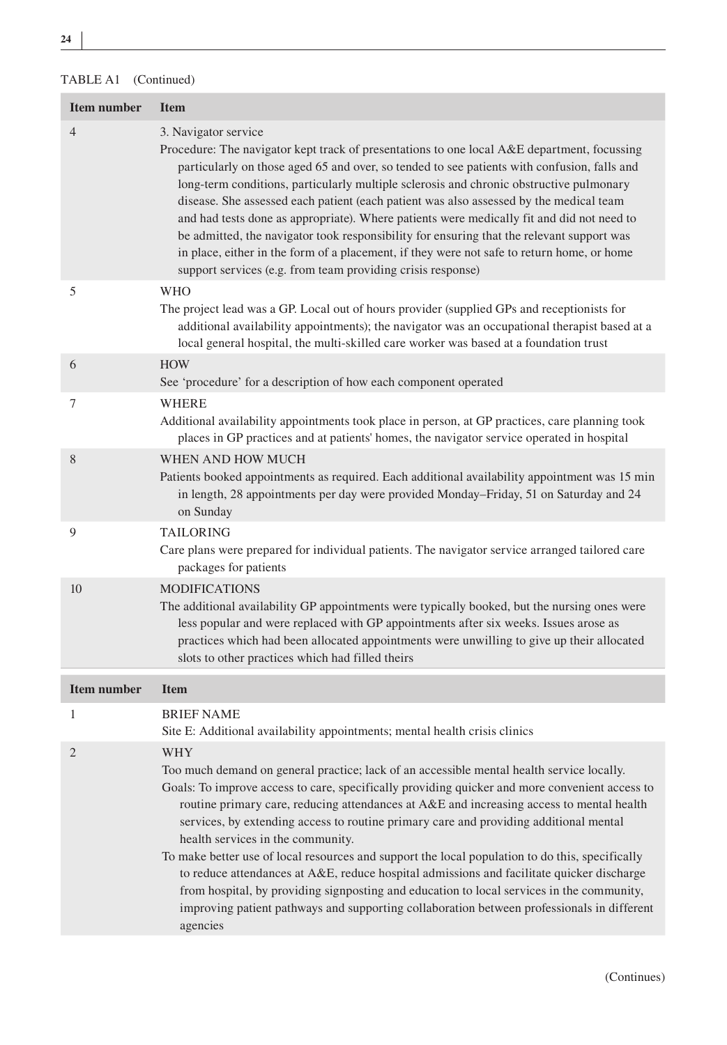TABLE A1 (Continued)

| Item number | Item |
|---|---|
| 4 | 3. Navigator service<br>Procedure: The navigator kept track of presentations to one local A&E department, focussing particularly on those aged 65 and over, so tended to see patients with confusion, falls and long-term conditions, particularly multiple sclerosis and chronic obstructive pulmonary disease. She assessed each patient (each patient was also assessed by the medical team and had tests done as appropriate). Where patients were medically fit and did not need to be admitted, the navigator took responsibility for ensuring that the relevant support was in place, either in the form of a placement, if they were not safe to return home, or home support services (e.g. from team providing crisis response) |
| 5 | WHO<br>The project lead was a GP. Local out of hours provider (supplied GPs and receptionists for additional availability appointments); the navigator was an occupational therapist based at a local general hospital, the multi-skilled care worker was based at a foundation trust |
| 6 | HOW<br>See 'procedure' for a description of how each component operated |
| 7 | WHERE<br>Additional availability appointments took place in person, at GP practices, care planning took places in GP practices and at patients' homes, the navigator service operated in hospital |
| 8 | WHEN AND HOW MUCH<br>Patients booked appointments as required. Each additional availability appointment was 15 min in length, 28 appointments per day were provided Monday–Friday, 51 on Saturday and 24 on Sunday |
| 9 | TAILORING<br>Care plans were prepared for individual patients. The navigator service arranged tailored care packages for patients |
| 10 | MODIFICATIONS<br>The additional availability GP appointments were typically booked, but the nursing ones were less popular and were replaced with GP appointments after six weeks. Issues arose as practices which had been allocated appointments were unwilling to give up their allocated slots to other practices which had filled theirs |

| Item number | Item |
|---|---|
| 1 | BRIEF NAME<br>Site E: Additional availability appointments; mental health crisis clinics |
| 2 | WHY<br>Too much demand on general practice; lack of an accessible mental health service locally.<br>Goals: To improve access to care, specifically providing quicker and more convenient access to routine primary care, reducing attendances at A&E and increasing access to mental health services, by extending access to routine primary care and providing additional mental health services in the community.<br>To make better use of local resources and support the local population to do this, specifically to reduce attendances at A&E, reduce hospital admissions and facilitate quicker discharge from hospital, by providing signposting and education to local services in the community, improving patient pathways and supporting collaboration between professionals in different agencies |

(Continues)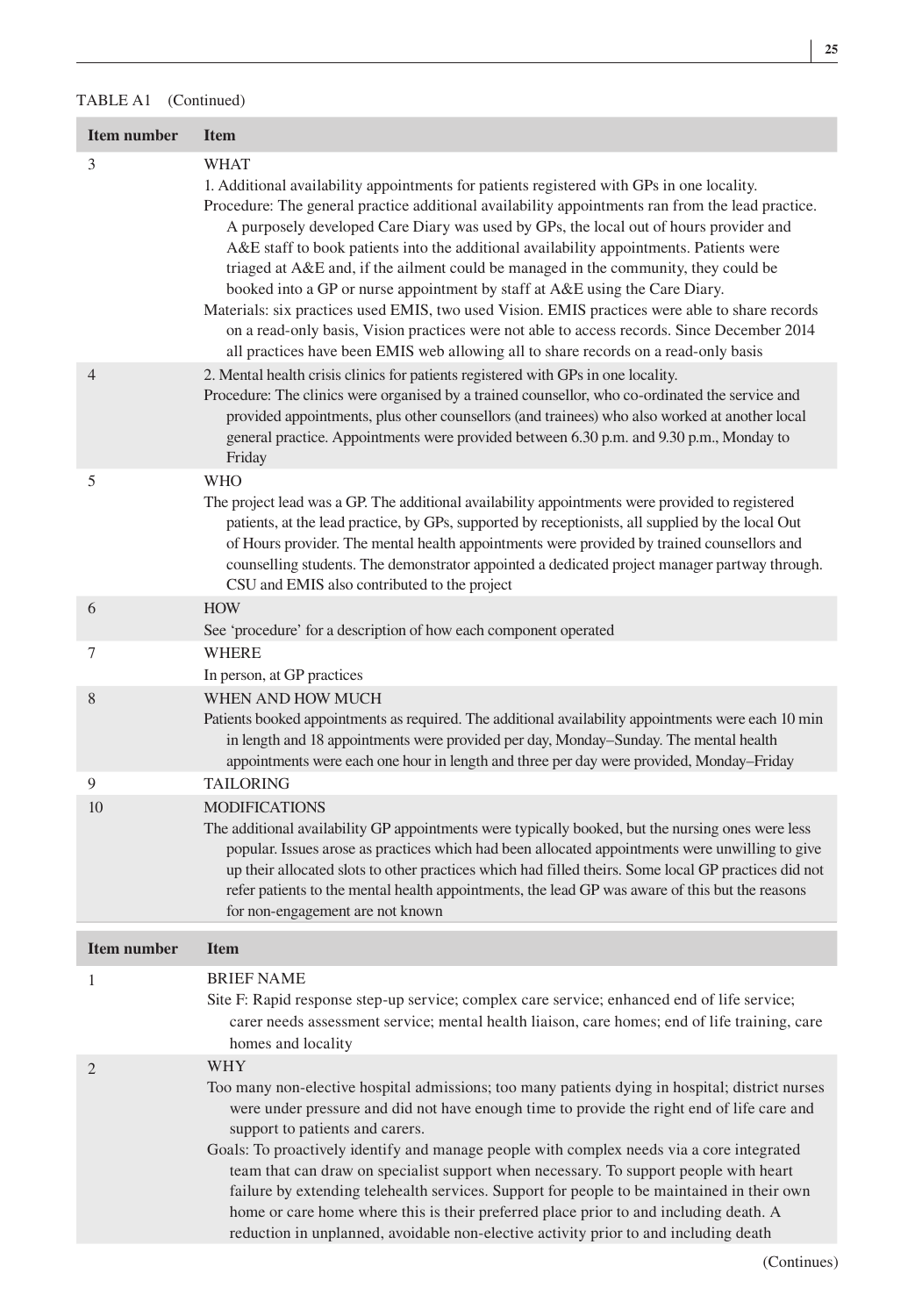TABLE A1 (Continued)

| Item number | Item |
|---|---|
| 3 | WHAT<br>1. Additional availability appointments for patients registered with GPs in one locality.<br>Procedure: The general practice additional availability appointments ran from the lead practice. A purposely developed Care Diary was used by GPs, the local out of hours provider and A&E staff to book patients into the additional availability appointments. Patients were triaged at A&E and, if the ailment could be managed in the community, they could be booked into a GP or nurse appointment by staff at A&E using the Care Diary.<br>Materials: six practices used EMIS, two used Vision. EMIS practices were able to share records on a read-only basis, Vision practices were not able to access records. Since December 2014 all practices have been EMIS web allowing all to share records on a read-only basis |
| 4 | 2. Mental health crisis clinics for patients registered with GPs in one locality.<br>Procedure: The clinics were organised by a trained counsellor, who co-ordinated the service and provided appointments, plus other counsellors (and trainees) who also worked at another local general practice. Appointments were provided between 6.30 p.m. and 9.30 p.m., Monday to Friday |
| 5 | WHO<br>The project lead was a GP. The additional availability appointments were provided to registered patients, at the lead practice, by GPs, supported by receptionists, all supplied by the local Out of Hours provider. The mental health appointments were provided by trained counsellors and counselling students. The demonstrator appointed a dedicated project manager partway through. CSU and EMIS also contributed to the project |
| 6 | HOW<br>See 'procedure' for a description of how each component operated |
| 7 | WHERE<br>In person, at GP practices |
| 8 | WHEN AND HOW MUCH<br>Patients booked appointments as required. The additional availability appointments were each 10 min in length and 18 appointments were provided per day, Monday–Sunday. The mental health appointments were each one hour in length and three per day were provided, Monday–Friday |
| 9 | TAILORING |
| 10 | MODIFICATIONS<br>The additional availability GP appointments were typically booked, but the nursing ones were less popular. Issues arose as practices which had been allocated appointments were unwilling to give up their allocated slots to other practices which had filled theirs. Some local GP practices did not refer patients to the mental health appointments, the lead GP was aware of this but the reasons for non-engagement are not known |

| Item number | Item |
|---|---|
| 1 | BRIEF NAME<br>Site F: Rapid response step-up service; complex care service; enhanced end of life service; carer needs assessment service; mental health liaison, care homes; end of life training, care homes and locality |
| 2 | WHY<br>Too many non-elective hospital admissions; too many patients dying in hospital; district nurses were under pressure and did not have enough time to provide the right end of life care and support to patients and carers.<br>Goals: To proactively identify and manage people with complex needs via a core integrated team that can draw on specialist support when necessary. To support people with heart failure by extending telehealth services. Support for people to be maintained in their own home or care home where this is their preferred place prior to and including death. A reduction in unplanned, avoidable non-elective activity prior to and including death |

(Continues)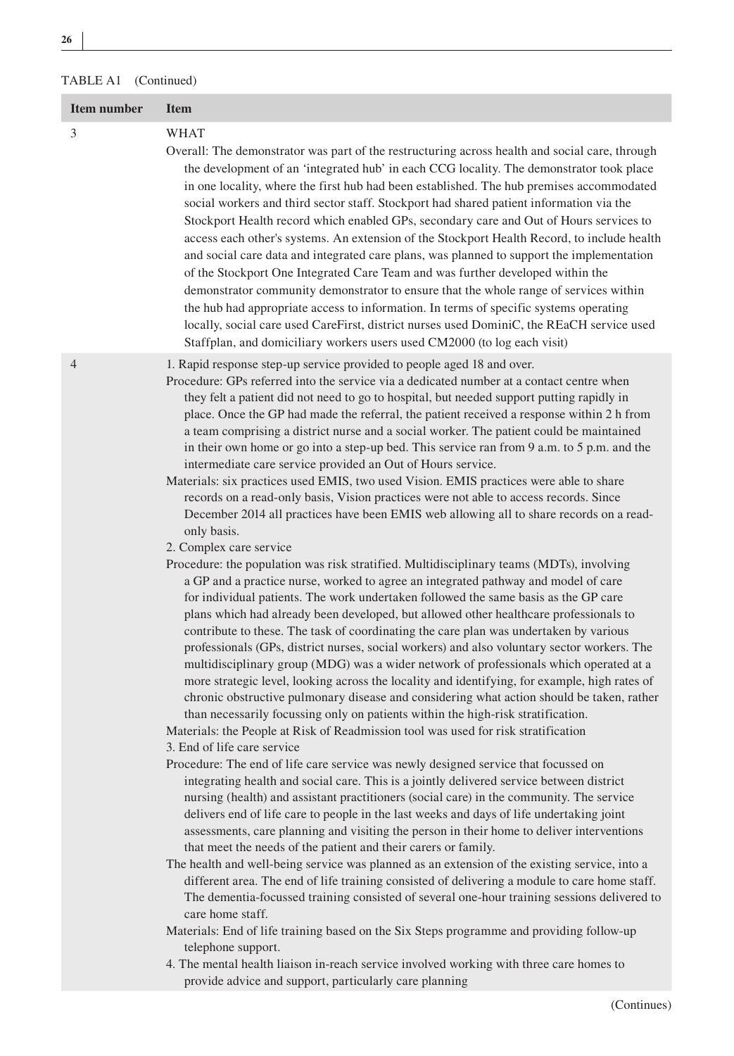TABLE A1 (Continued)

| Item number | Item |
|---|---|
| 3 | WHAT<br>Overall: The demonstrator was part of the restructuring across health and social care, through the development of an 'integrated hub' in each CCG locality. The demonstrator took place in one locality, where the first hub had been established. The hub premises accommodated social workers and third sector staff. Stockport had shared patient information via the Stockport Health record which enabled GPs, secondary care and Out of Hours services to access each other's systems. An extension of the Stockport Health Record, to include health and social care data and integrated care plans, was planned to support the implementation of the Stockport One Integrated Care Team and was further developed within the demonstrator community demonstrator to ensure that the whole range of services within the hub had appropriate access to information. In terms of specific systems operating locally, social care used CareFirst, district nurses used DominiC, the REaCH service used Staffplan, and domiciliary workers users used CM2000 (to log each visit) |
| 4 | 1. Rapid response step-up service provided to people aged 18 and over.<br>Procedure: GPs referred into the service via a dedicated number at a contact centre when they felt a patient did not need to go to hospital, but needed support putting rapidly in place. Once the GP had made the referral, the patient received a response within 2 h from a team comprising a district nurse and a social worker. The patient could be maintained in their own home or go into a step-up bed. This service ran from 9 a.m. to 5 p.m. and the intermediate care service provided an Out of Hours service.<br>Materials: six practices used EMIS, two used Vision. EMIS practices were able to share records on a read-only basis, Vision practices were not able to access records. Since December 2014 all practices have been EMIS web allowing all to share records on a read-only basis.<br>2. Complex care service<br>Procedure: the population was risk stratified. Multidisciplinary teams (MDTs), involving a GP and a practice nurse, worked to agree an integrated pathway and model of care for individual patients. The work undertaken followed the same basis as the GP care plans which had already been developed, but allowed other healthcare professionals to contribute to these. The task of coordinating the care plan was undertaken by various professionals (GPs, district nurses, social workers) and also voluntary sector workers. The multidisciplinary group (MDG) was a wider network of professionals which operated at a more strategic level, looking across the locality and identifying, for example, high rates of chronic obstructive pulmonary disease and considering what action should be taken, rather than necessarily focussing only on patients within the high-risk stratification.<br>Materials: the People at Risk of Readmission tool was used for risk stratification<br>3. End of life care service<br>Procedure: The end of life care service was newly designed service that focussed on integrating health and social care. This is a jointly delivered service between district nursing (health) and assistant practitioners (social care) in the community. The service delivers end of life care to people in the last weeks and days of life undertaking joint assessments, care planning and visiting the person in their home to deliver interventions that meet the needs of the patient and their carers or family.<br>The health and well-being service was planned as an extension of the existing service, into a different area. The end of life training consisted of delivering a module to care home staff. The dementia-focussed training consisted of several one-hour training sessions delivered to care home staff.<br>Materials: End of life training based on the Six Steps programme and providing follow-up telephone support.<br>4. The mental health liaison in-reach service involved working with three care homes to provide advice and support, particularly care planning |

(Continues)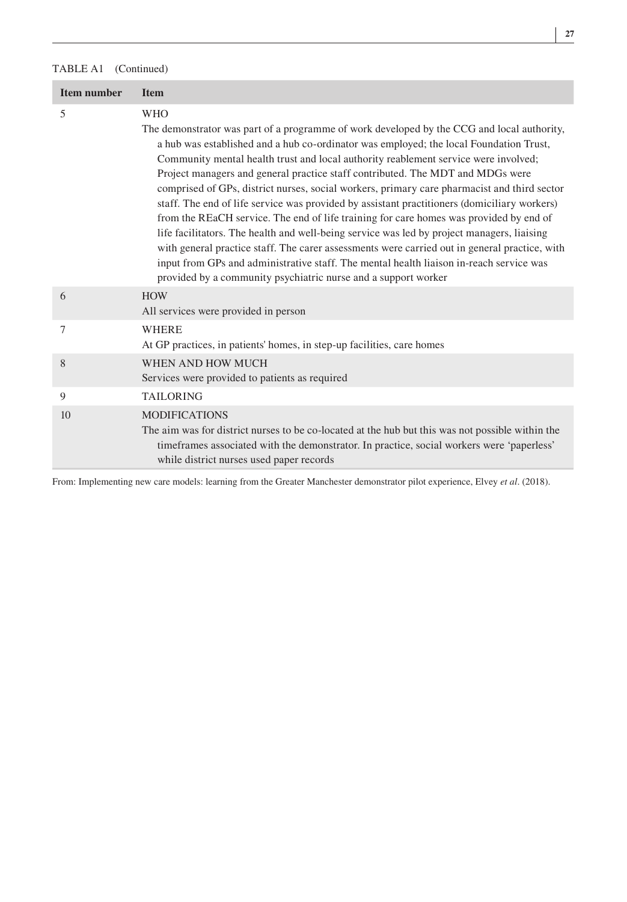TABLE A1 (Continued)

| Item number | Item |
|---|---|
| 5 | WHO<br>The demonstrator was part of a programme of work developed by the CCG and local authority, a hub was established and a hub co-ordinator was employed; the local Foundation Trust, Community mental health trust and local authority reablement service were involved; Project managers and general practice staff contributed. The MDT and MDGs were comprised of GPs, district nurses, social workers, primary care pharmacist and third sector staff. The end of life service was provided by assistant practitioners (domiciliary workers) from the REaCH service. The end of life training for care homes was provided by end of life facilitators. The health and well-being service was led by project managers, liaising with general practice staff. The carer assessments were carried out in general practice, with input from GPs and administrative staff. The mental health liaison in-reach service was provided by a community psychiatric nurse and a support worker |
| 6 | HOW<br>All services were provided in person |
| 7 | WHERE<br>At GP practices, in patients' homes, in step-up facilities, care homes |
| 8 | WHEN AND HOW MUCH<br>Services were provided to patients as required |
| 9 | TAILORING |
| 10 | MODIFICATIONS<br>The aim was for district nurses to be co-located at the hub but this was not possible within the timeframes associated with the demonstrator. In practice, social workers were 'paperless' while district nurses used paper records |

From: Implementing new care models: learning from the Greater Manchester demonstrator pilot experience, Elvey *et al*. (2018).